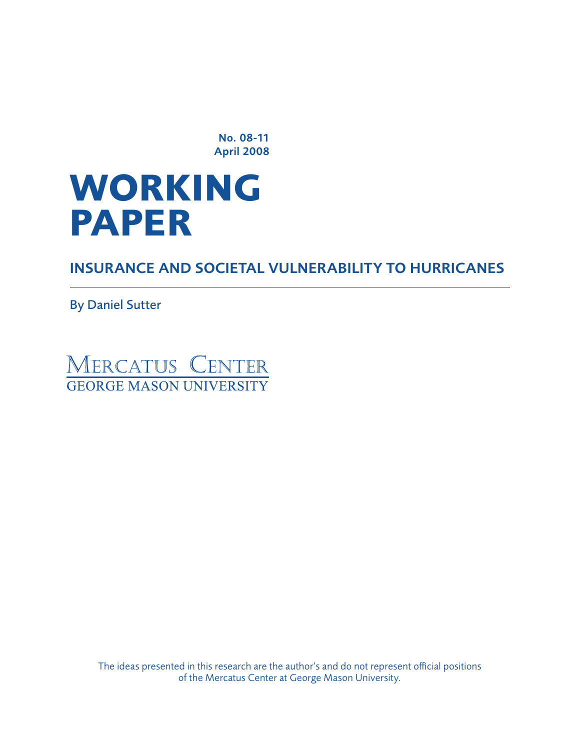No. 08-11
April 2008

# WORKING PAPER

## INSURANCE AND SOCIETAL VULNERABILITY TO HURRICANES

By Daniel Sutter

MERCATUS CENTER
GEORGE MASON UNIVERSITY

The ideas presented in this research are the author's and do not represent official positions of the Mercatus Center at George Mason University.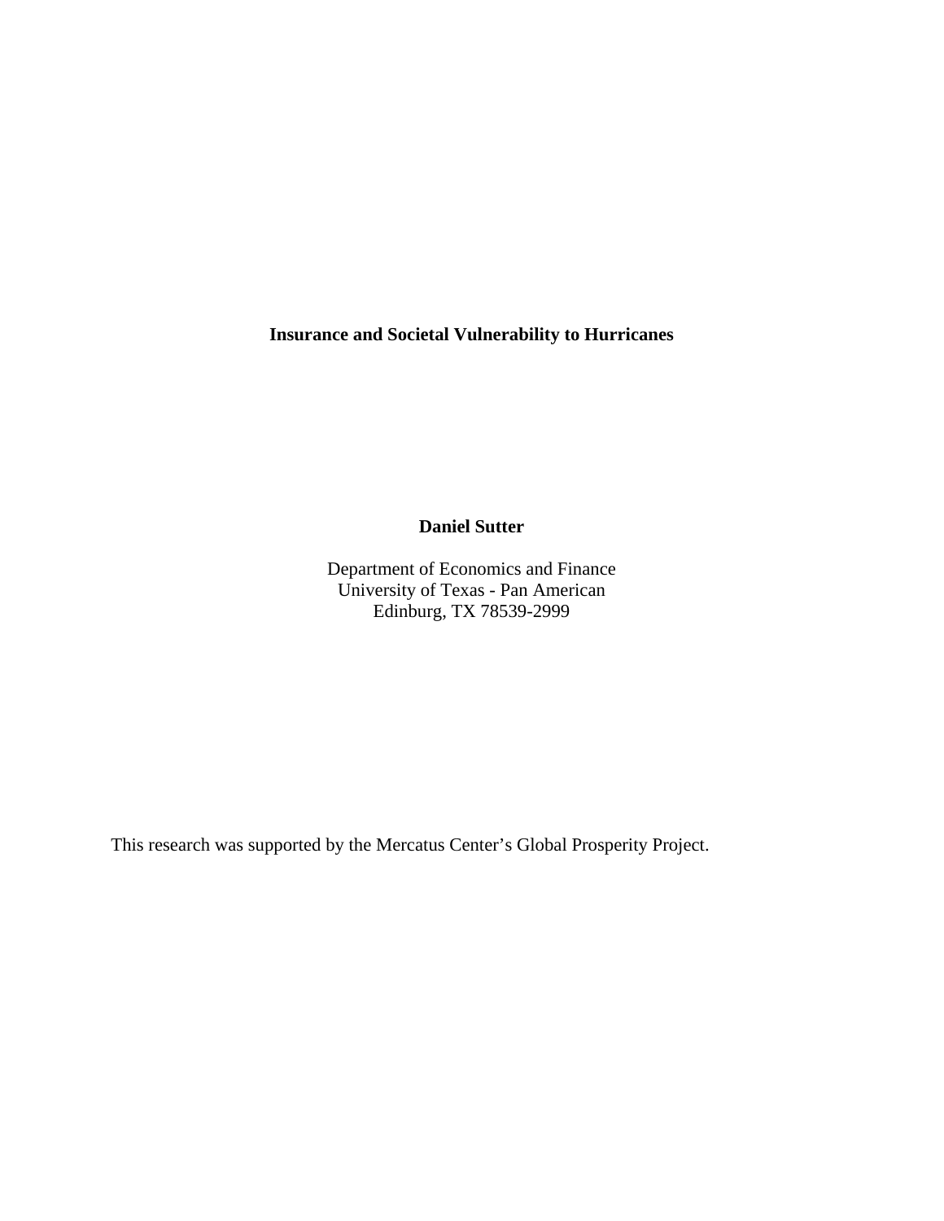**Insurance and Societal Vulnerability to Hurricanes**

**Daniel Sutter**

Department of Economics and Finance
University of Texas - Pan American
Edinburg, TX 78539-2999

This research was supported by the Mercatus Center's Global Prosperity Project.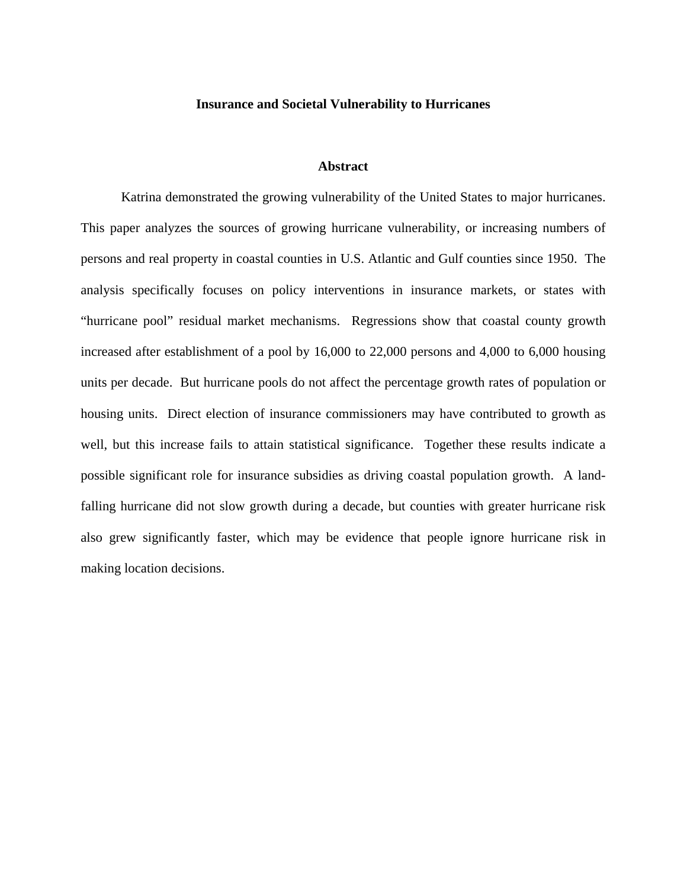# Insurance and Societal Vulnerability to Hurricanes

## Abstract

Katrina demonstrated the growing vulnerability of the United States to major hurricanes. This paper analyzes the sources of growing hurricane vulnerability, or increasing numbers of persons and real property in coastal counties in U.S. Atlantic and Gulf counties since 1950. The analysis specifically focuses on policy interventions in insurance markets, or states with "hurricane pool" residual market mechanisms. Regressions show that coastal county growth increased after establishment of a pool by 16,000 to 22,000 persons and 4,000 to 6,000 housing units per decade. But hurricane pools do not affect the percentage growth rates of population or housing units. Direct election of insurance commissioners may have contributed to growth as well, but this increase fails to attain statistical significance. Together these results indicate a possible significant role for insurance subsidies as driving coastal population growth. A land-falling hurricane did not slow growth during a decade, but counties with greater hurricane risk also grew significantly faster, which may be evidence that people ignore hurricane risk in making location decisions.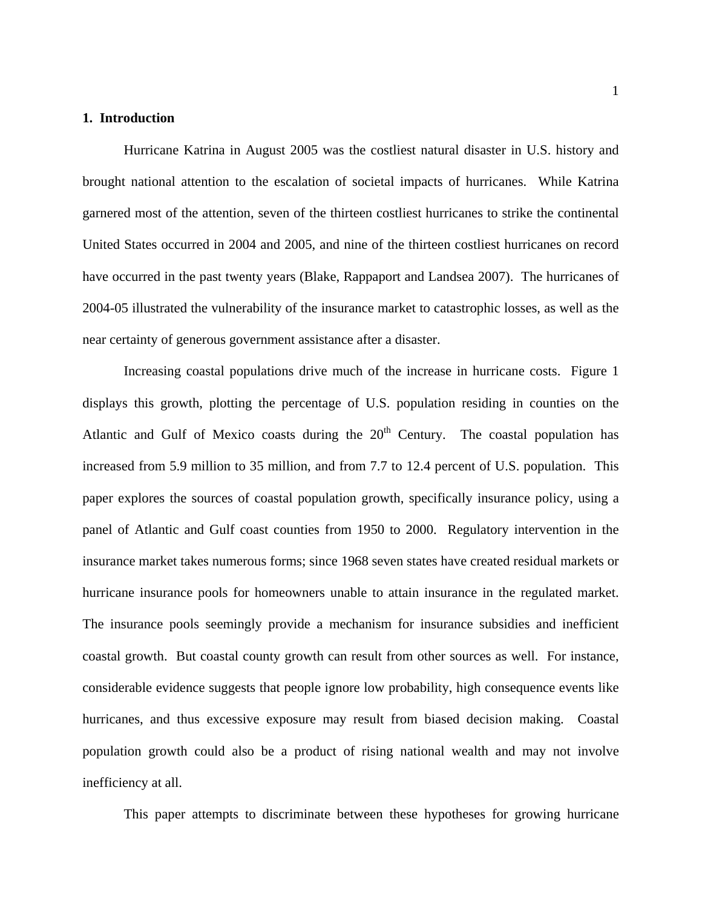## 1. Introduction

Hurricane Katrina in August 2005 was the costliest natural disaster in U.S. history and brought national attention to the escalation of societal impacts of hurricanes. While Katrina garnered most of the attention, seven of the thirteen costliest hurricanes to strike the continental United States occurred in 2004 and 2005, and nine of the thirteen costliest hurricanes on record have occurred in the past twenty years (Blake, Rappaport and Landsea 2007). The hurricanes of 2004-05 illustrated the vulnerability of the insurance market to catastrophic losses, as well as the near certainty of generous government assistance after a disaster.

Increasing coastal populations drive much of the increase in hurricane costs. Figure 1 displays this growth, plotting the percentage of U.S. population residing in counties on the Atlantic and Gulf of Mexico coasts during the 20th Century. The coastal population has increased from 5.9 million to 35 million, and from 7.7 to 12.4 percent of U.S. population. This paper explores the sources of coastal population growth, specifically insurance policy, using a panel of Atlantic and Gulf coast counties from 1950 to 2000. Regulatory intervention in the insurance market takes numerous forms; since 1968 seven states have created residual markets or hurricane insurance pools for homeowners unable to attain insurance in the regulated market. The insurance pools seemingly provide a mechanism for insurance subsidies and inefficient coastal growth. But coastal county growth can result from other sources as well. For instance, considerable evidence suggests that people ignore low probability, high consequence events like hurricanes, and thus excessive exposure may result from biased decision making. Coastal population growth could also be a product of rising national wealth and may not involve inefficiency at all.

This paper attempts to discriminate between these hypotheses for growing hurricane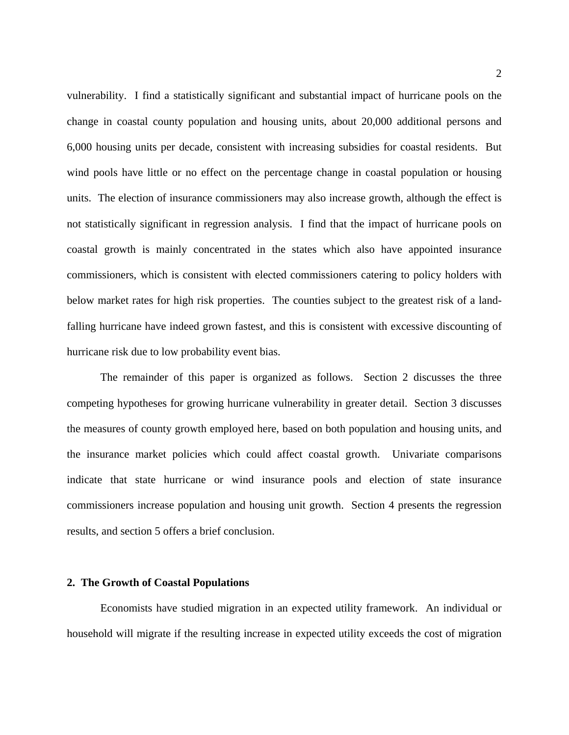vulnerability. I find a statistically significant and substantial impact of hurricane pools on the change in coastal county population and housing units, about 20,000 additional persons and 6,000 housing units per decade, consistent with increasing subsidies for coastal residents. But wind pools have little or no effect on the percentage change in coastal population or housing units. The election of insurance commissioners may also increase growth, although the effect is not statistically significant in regression analysis. I find that the impact of hurricane pools on coastal growth is mainly concentrated in the states which also have appointed insurance commissioners, which is consistent with elected commissioners catering to policy holders with below market rates for high risk properties. The counties subject to the greatest risk of a land-falling hurricane have indeed grown fastest, and this is consistent with excessive discounting of hurricane risk due to low probability event bias.

The remainder of this paper is organized as follows. Section 2 discusses the three competing hypotheses for growing hurricane vulnerability in greater detail. Section 3 discusses the measures of county growth employed here, based on both population and housing units, and the insurance market policies which could affect coastal growth. Univariate comparisons indicate that state hurricane or wind insurance pools and election of state insurance commissioners increase population and housing unit growth. Section 4 presents the regression results, and section 5 offers a brief conclusion.

## 2. The Growth of Coastal Populations

Economists have studied migration in an expected utility framework. An individual or household will migrate if the resulting increase in expected utility exceeds the cost of migration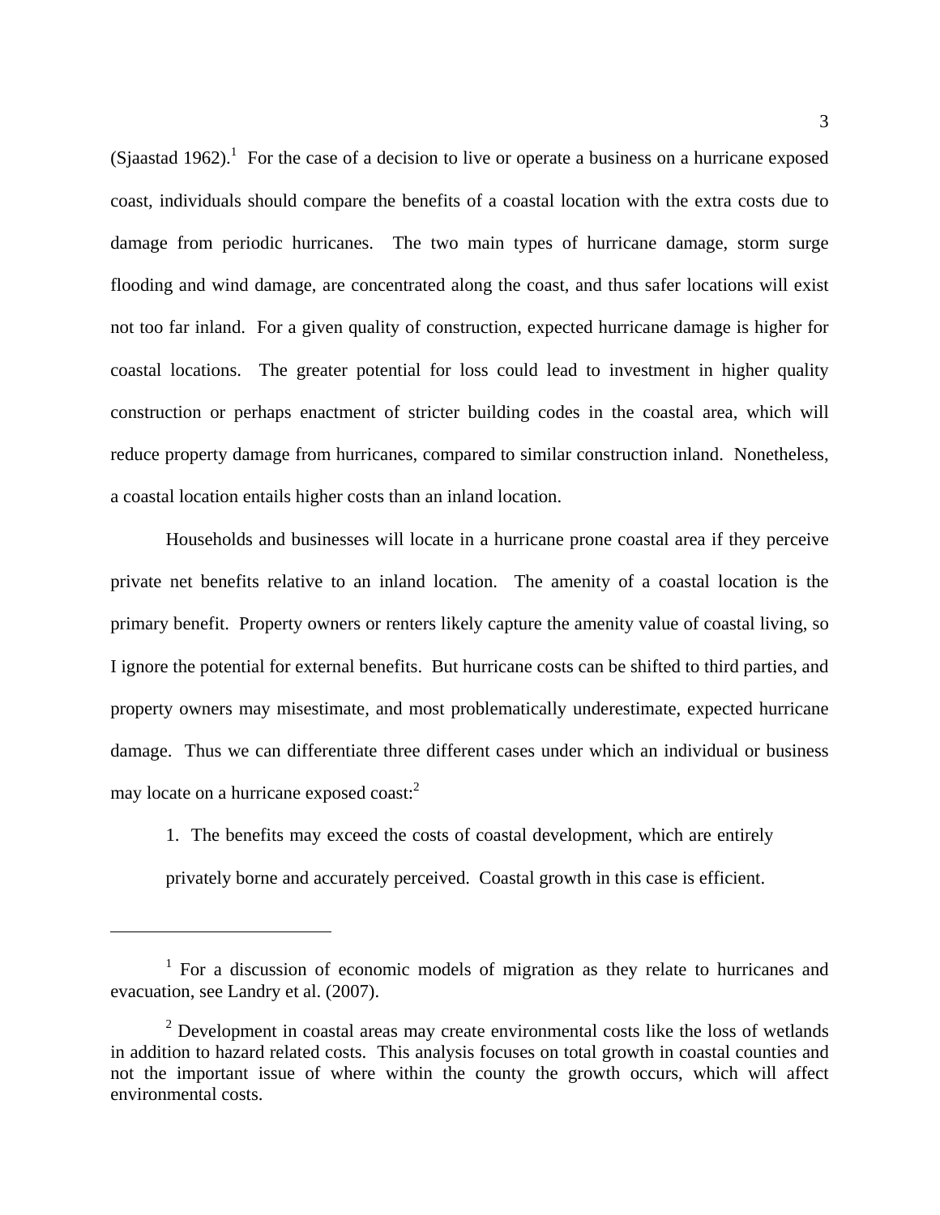(Sjaastad 1962).[1] For the case of a decision to live or operate a business on a hurricane exposed coast, individuals should compare the benefits of a coastal location with the extra costs due to damage from periodic hurricanes. The two main types of hurricane damage, storm surge flooding and wind damage, are concentrated along the coast, and thus safer locations will exist not too far inland. For a given quality of construction, expected hurricane damage is higher for coastal locations. The greater potential for loss could lead to investment in higher quality construction or perhaps enactment of stricter building codes in the coastal area, which will reduce property damage from hurricanes, compared to similar construction inland. Nonetheless, a coastal location entails higher costs than an inland location.

Households and businesses will locate in a hurricane prone coastal area if they perceive private net benefits relative to an inland location. The amenity of a coastal location is the primary benefit. Property owners or renters likely capture the amenity value of coastal living, so I ignore the potential for external benefits. But hurricane costs can be shifted to third parties, and property owners may misestimate, and most problematically underestimate, expected hurricane damage. Thus we can differentiate three different cases under which an individual or business may locate on a hurricane exposed coast:[2]

1. The benefits may exceed the costs of coastal development, which are entirely privately borne and accurately perceived. Coastal growth in this case is efficient.

---

[1] For a discussion of economic models of migration as they relate to hurricanes and evacuation, see Landry et al. (2007).

[2] Development in coastal areas may create environmental costs like the loss of wetlands in addition to hazard related costs. This analysis focuses on total growth in coastal counties and not the important issue of where within the county the growth occurs, which will affect environmental costs.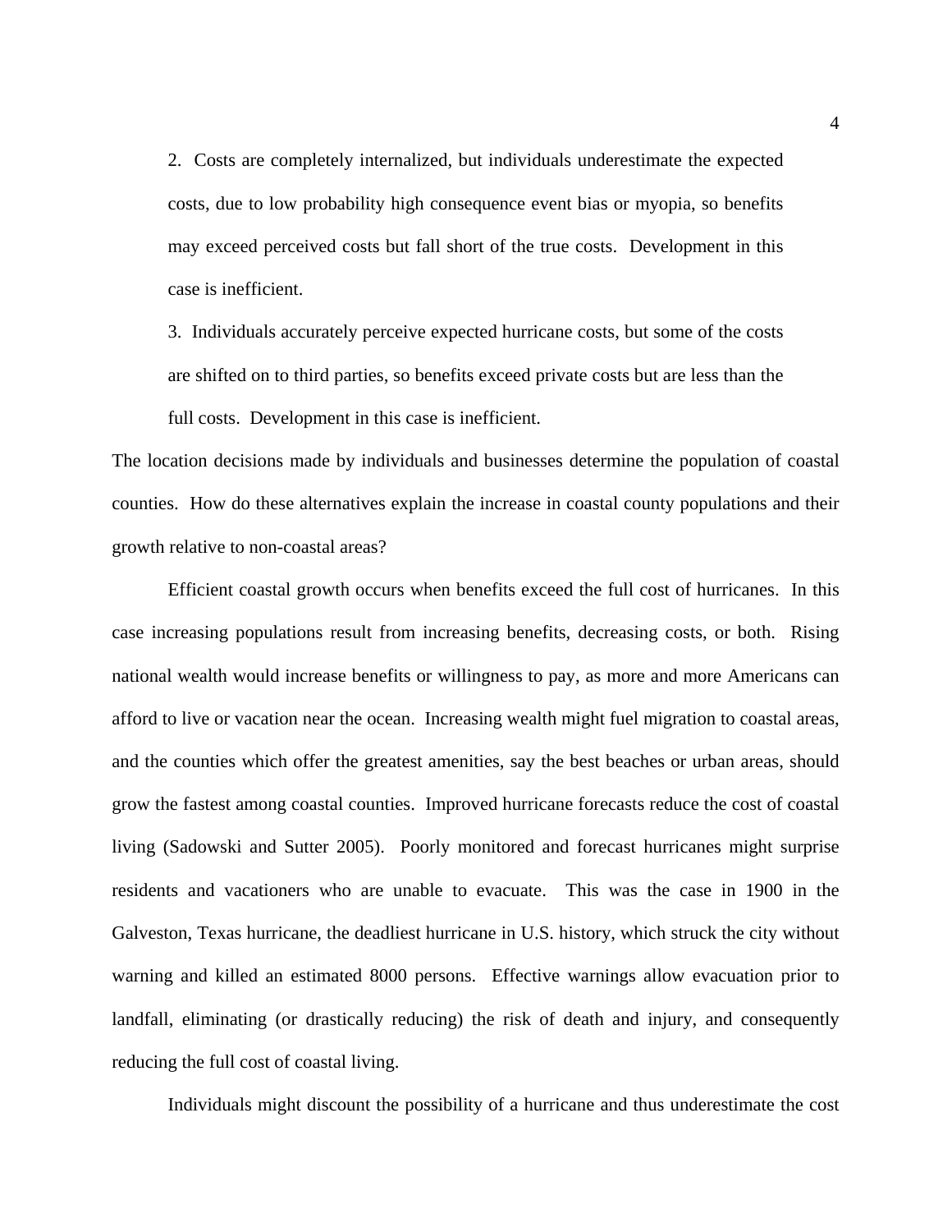2. Costs are completely internalized, but individuals underestimate the expected costs, due to low probability high consequence event bias or myopia, so benefits may exceed perceived costs but fall short of the true costs. Development in this case is inefficient.

3. Individuals accurately perceive expected hurricane costs, but some of the costs are shifted on to third parties, so benefits exceed private costs but are less than the full costs. Development in this case is inefficient.

The location decisions made by individuals and businesses determine the population of coastal counties. How do these alternatives explain the increase in coastal county populations and their growth relative to non-coastal areas?

Efficient coastal growth occurs when benefits exceed the full cost of hurricanes. In this case increasing populations result from increasing benefits, decreasing costs, or both. Rising national wealth would increase benefits or willingness to pay, as more and more Americans can afford to live or vacation near the ocean. Increasing wealth might fuel migration to coastal areas, and the counties which offer the greatest amenities, say the best beaches or urban areas, should grow the fastest among coastal counties. Improved hurricane forecasts reduce the cost of coastal living (Sadowski and Sutter 2005). Poorly monitored and forecast hurricanes might surprise residents and vacationers who are unable to evacuate. This was the case in 1900 in the Galveston, Texas hurricane, the deadliest hurricane in U.S. history, which struck the city without warning and killed an estimated 8000 persons. Effective warnings allow evacuation prior to landfall, eliminating (or drastically reducing) the risk of death and injury, and consequently reducing the full cost of coastal living.

Individuals might discount the possibility of a hurricane and thus underestimate the cost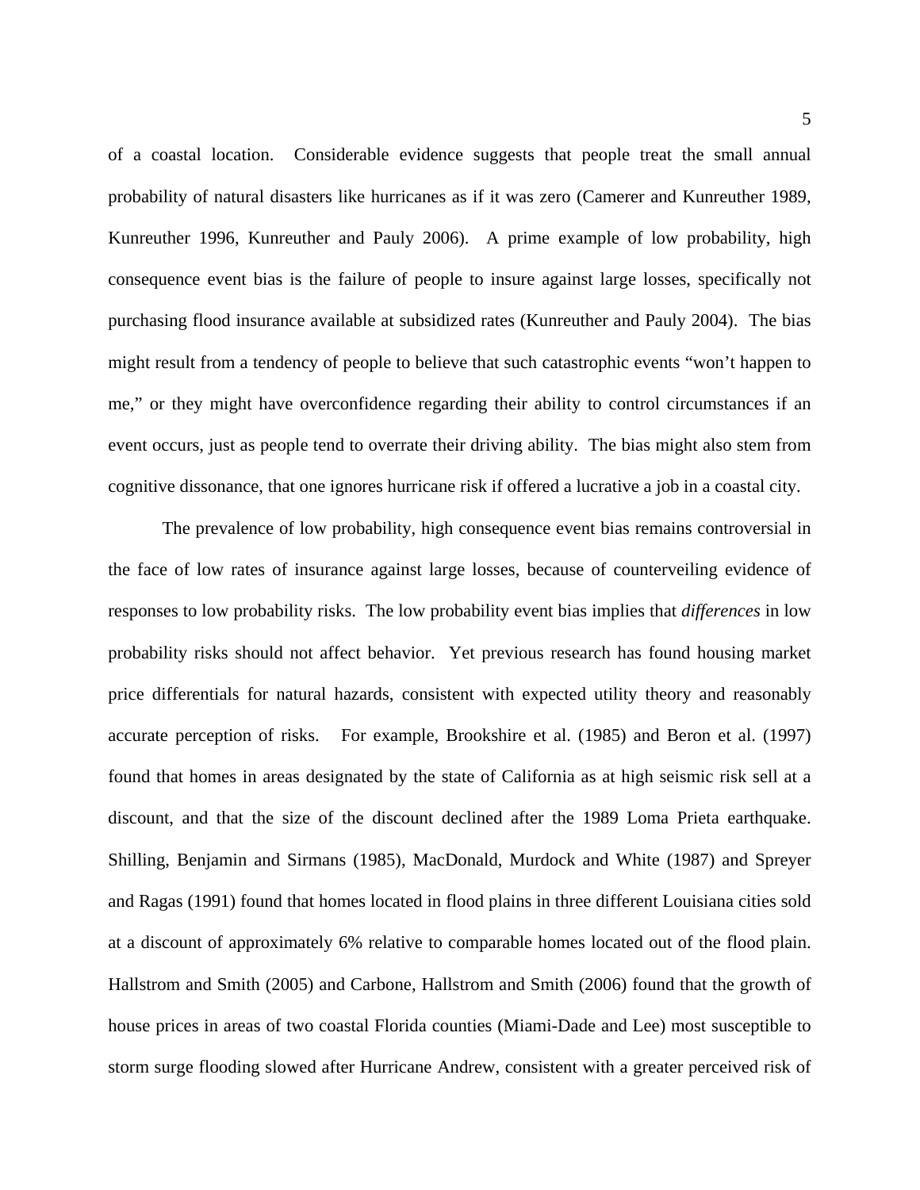of a coastal location. Considerable evidence suggests that people treat the small annual probability of natural disasters like hurricanes as if it was zero (Camerer and Kunreuther 1989, Kunreuther 1996, Kunreuther and Pauly 2006). A prime example of low probability, high consequence event bias is the failure of people to insure against large losses, specifically not purchasing flood insurance available at subsidized rates (Kunreuther and Pauly 2004). The bias might result from a tendency of people to believe that such catastrophic events "won't happen to me," or they might have overconfidence regarding their ability to control circumstances if an event occurs, just as people tend to overrate their driving ability. The bias might also stem from cognitive dissonance, that one ignores hurricane risk if offered a lucrative a job in a coastal city.

The prevalence of low probability, high consequence event bias remains controversial in the face of low rates of insurance against large losses, because of counterveiling evidence of responses to low probability risks. The low probability event bias implies that *differences* in low probability risks should not affect behavior. Yet previous research has found housing market price differentials for natural hazards, consistent with expected utility theory and reasonably accurate perception of risks. For example, Brookshire et al. (1985) and Beron et al. (1997) found that homes in areas designated by the state of California as at high seismic risk sell at a discount, and that the size of the discount declined after the 1989 Loma Prieta earthquake. Shilling, Benjamin and Sirmans (1985), MacDonald, Murdock and White (1987) and Spreyer and Ragas (1991) found that homes located in flood plains in three different Louisiana cities sold at a discount of approximately 6% relative to comparable homes located out of the flood plain. Hallstrom and Smith (2005) and Carbone, Hallstrom and Smith (2006) found that the growth of house prices in areas of two coastal Florida counties (Miami-Dade and Lee) most susceptible to storm surge flooding slowed after Hurricane Andrew, consistent with a greater perceived risk of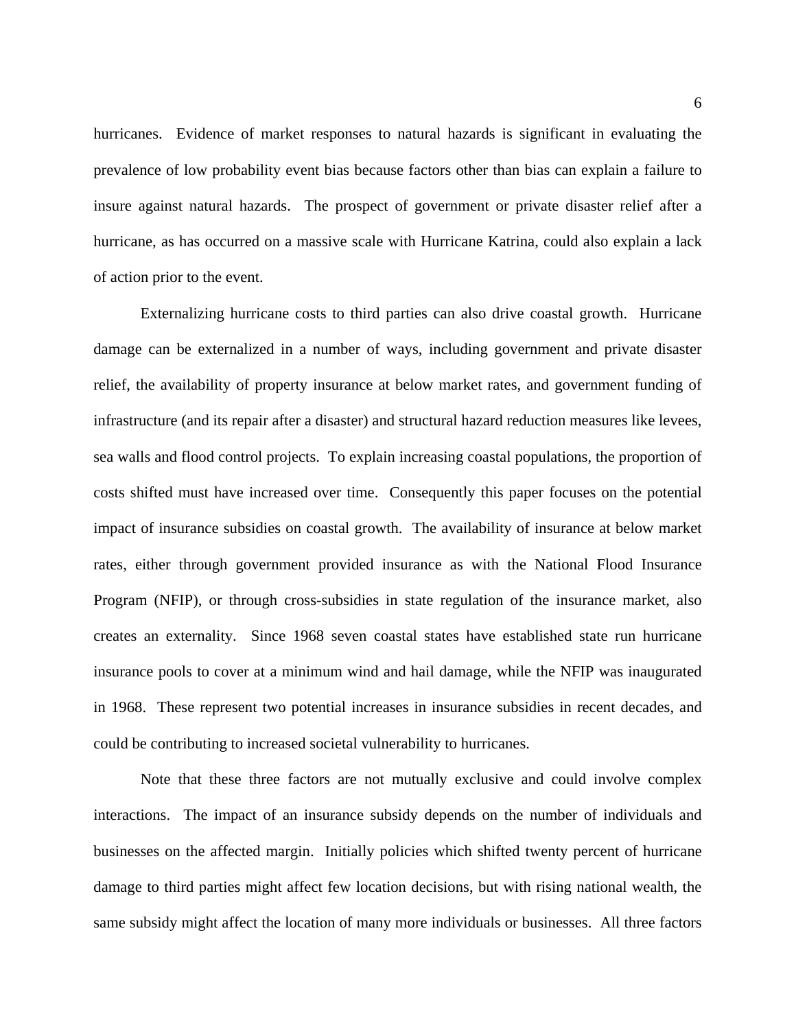hurricanes. Evidence of market responses to natural hazards is significant in evaluating the prevalence of low probability event bias because factors other than bias can explain a failure to insure against natural hazards. The prospect of government or private disaster relief after a hurricane, as has occurred on a massive scale with Hurricane Katrina, could also explain a lack of action prior to the event.

Externalizing hurricane costs to third parties can also drive coastal growth. Hurricane damage can be externalized in a number of ways, including government and private disaster relief, the availability of property insurance at below market rates, and government funding of infrastructure (and its repair after a disaster) and structural hazard reduction measures like levees, sea walls and flood control projects. To explain increasing coastal populations, the proportion of costs shifted must have increased over time. Consequently this paper focuses on the potential impact of insurance subsidies on coastal growth. The availability of insurance at below market rates, either through government provided insurance as with the National Flood Insurance Program (NFIP), or through cross-subsidies in state regulation of the insurance market, also creates an externality. Since 1968 seven coastal states have established state run hurricane insurance pools to cover at a minimum wind and hail damage, while the NFIP was inaugurated in 1968. These represent two potential increases in insurance subsidies in recent decades, and could be contributing to increased societal vulnerability to hurricanes.

Note that these three factors are not mutually exclusive and could involve complex interactions. The impact of an insurance subsidy depends on the number of individuals and businesses on the affected margin. Initially policies which shifted twenty percent of hurricane damage to third parties might affect few location decisions, but with rising national wealth, the same subsidy might affect the location of many more individuals or businesses. All three factors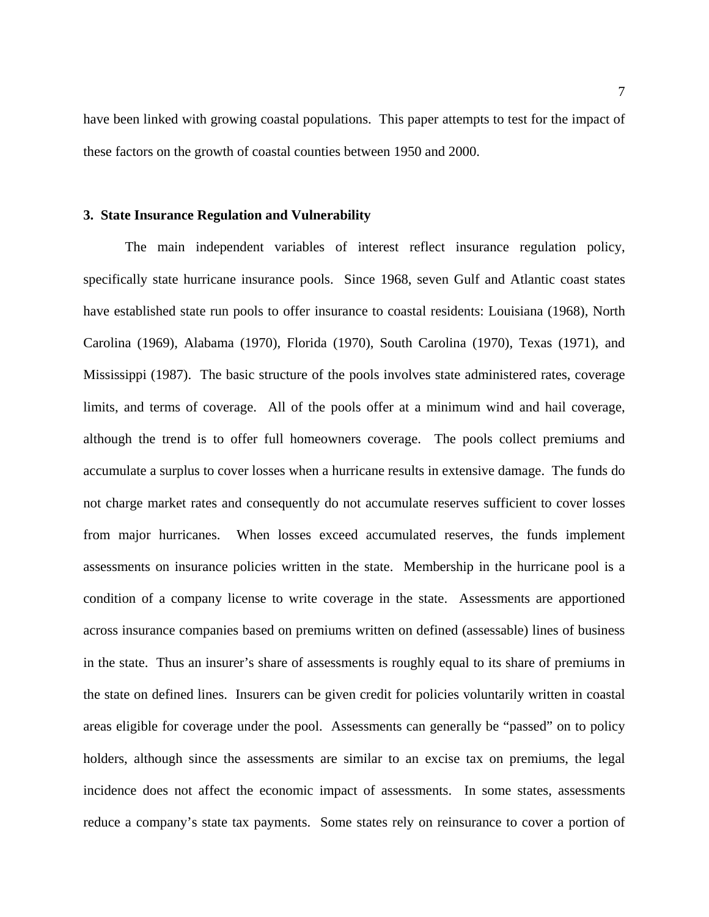have been linked with growing coastal populations. This paper attempts to test for the impact of these factors on the growth of coastal counties between 1950 and 2000.

## 3. State Insurance Regulation and Vulnerability

The main independent variables of interest reflect insurance regulation policy, specifically state hurricane insurance pools. Since 1968, seven Gulf and Atlantic coast states have established state run pools to offer insurance to coastal residents: Louisiana (1968), North Carolina (1969), Alabama (1970), Florida (1970), South Carolina (1970), Texas (1971), and Mississippi (1987). The basic structure of the pools involves state administered rates, coverage limits, and terms of coverage. All of the pools offer at a minimum wind and hail coverage, although the trend is to offer full homeowners coverage. The pools collect premiums and accumulate a surplus to cover losses when a hurricane results in extensive damage. The funds do not charge market rates and consequently do not accumulate reserves sufficient to cover losses from major hurricanes. When losses exceed accumulated reserves, the funds implement assessments on insurance policies written in the state. Membership in the hurricane pool is a condition of a company license to write coverage in the state. Assessments are apportioned across insurance companies based on premiums written on defined (assessable) lines of business in the state. Thus an insurer's share of assessments is roughly equal to its share of premiums in the state on defined lines. Insurers can be given credit for policies voluntarily written in coastal areas eligible for coverage under the pool. Assessments can generally be "passed" on to policy holders, although since the assessments are similar to an excise tax on premiums, the legal incidence does not affect the economic impact of assessments. In some states, assessments reduce a company's state tax payments. Some states rely on reinsurance to cover a portion of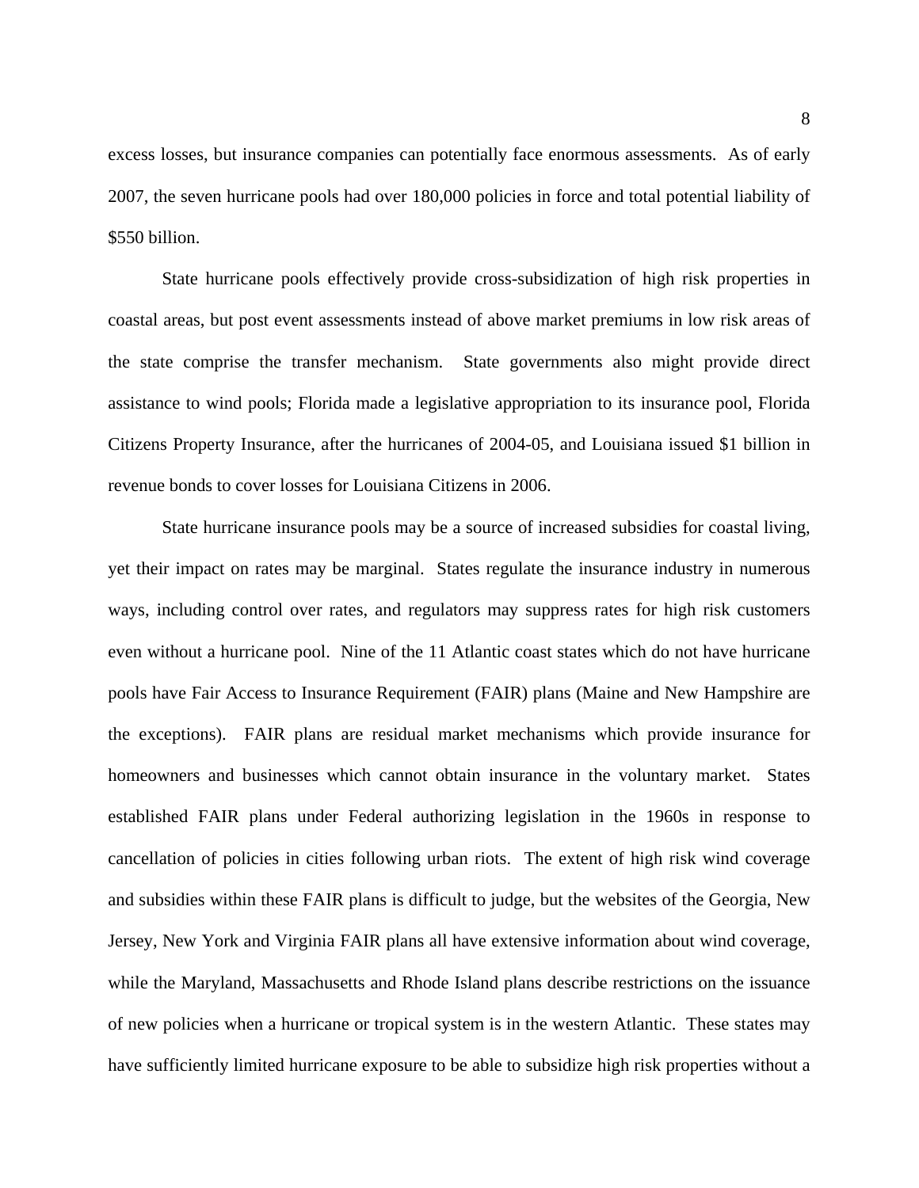excess losses, but insurance companies can potentially face enormous assessments. As of early 2007, the seven hurricane pools had over 180,000 policies in force and total potential liability of $550 billion.

State hurricane pools effectively provide cross-subsidization of high risk properties in coastal areas, but post event assessments instead of above market premiums in low risk areas of the state comprise the transfer mechanism. State governments also might provide direct assistance to wind pools; Florida made a legislative appropriation to its insurance pool, Florida Citizens Property Insurance, after the hurricanes of 2004-05, and Louisiana issued $1 billion in revenue bonds to cover losses for Louisiana Citizens in 2006.

State hurricane insurance pools may be a source of increased subsidies for coastal living, yet their impact on rates may be marginal. States regulate the insurance industry in numerous ways, including control over rates, and regulators may suppress rates for high risk customers even without a hurricane pool. Nine of the 11 Atlantic coast states which do not have hurricane pools have Fair Access to Insurance Requirement (FAIR) plans (Maine and New Hampshire are the exceptions). FAIR plans are residual market mechanisms which provide insurance for homeowners and businesses which cannot obtain insurance in the voluntary market. States established FAIR plans under Federal authorizing legislation in the 1960s in response to cancellation of policies in cities following urban riots. The extent of high risk wind coverage and subsidies within these FAIR plans is difficult to judge, but the websites of the Georgia, New Jersey, New York and Virginia FAIR plans all have extensive information about wind coverage, while the Maryland, Massachusetts and Rhode Island plans describe restrictions on the issuance of new policies when a hurricane or tropical system is in the western Atlantic. These states may have sufficiently limited hurricane exposure to be able to subsidize high risk properties without a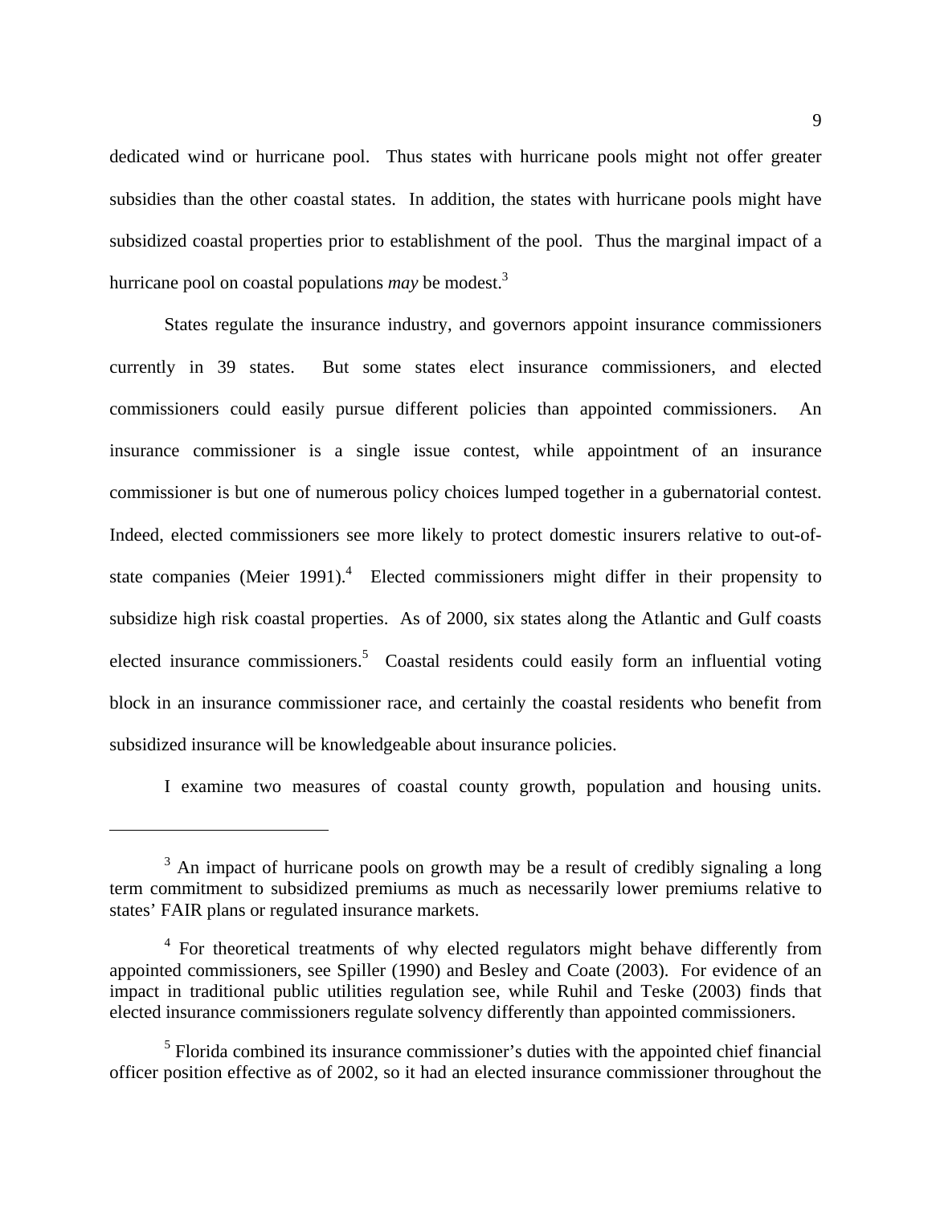dedicated wind or hurricane pool. Thus states with hurricane pools might not offer greater subsidies than the other coastal states. In addition, the states with hurricane pools might have subsidized coastal properties prior to establishment of the pool. Thus the marginal impact of a hurricane pool on coastal populations *may* be modest.[3]

States regulate the insurance industry, and governors appoint insurance commissioners currently in 39 states. But some states elect insurance commissioners, and elected commissioners could easily pursue different policies than appointed commissioners. An insurance commissioner is a single issue contest, while appointment of an insurance commissioner is but one of numerous policy choices lumped together in a gubernatorial contest. Indeed, elected commissioners see more likely to protect domestic insurers relative to out-of-state companies (Meier 1991).[4] Elected commissioners might differ in their propensity to subsidize high risk coastal properties. As of 2000, six states along the Atlantic and Gulf coasts elected insurance commissioners.[5] Coastal residents could easily form an influential voting block in an insurance commissioner race, and certainly the coastal residents who benefit from subsidized insurance will be knowledgeable about insurance policies.

I examine two measures of coastal county growth, population and housing units.

---

[3] An impact of hurricane pools on growth may be a result of credibly signaling a long term commitment to subsidized premiums as much as necessarily lower premiums relative to states' FAIR plans or regulated insurance markets.

[4] For theoretical treatments of why elected regulators might behave differently from appointed commissioners, see Spiller (1990) and Besley and Coate (2003). For evidence of an impact in traditional public utilities regulation see, while Ruhil and Teske (2003) finds that elected insurance commissioners regulate solvency differently than appointed commissioners.

[5] Florida combined its insurance commissioner's duties with the appointed chief financial officer position effective as of 2002, so it had an elected insurance commissioner throughout the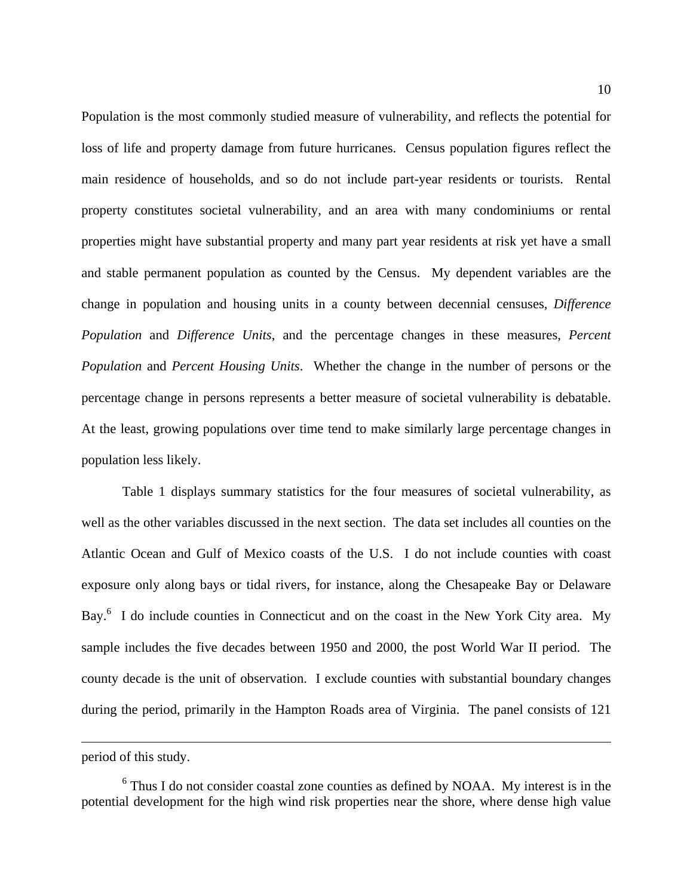Population is the most commonly studied measure of vulnerability, and reflects the potential for loss of life and property damage from future hurricanes. Census population figures reflect the main residence of households, and so do not include part-year residents or tourists. Rental property constitutes societal vulnerability, and an area with many condominiums or rental properties might have substantial property and many part year residents at risk yet have a small and stable permanent population as counted by the Census. My dependent variables are the change in population and housing units in a county between decennial censuses, *Difference Population* and *Difference Units*, and the percentage changes in these measures, *Percent Population* and *Percent Housing Units*. Whether the change in the number of persons or the percentage change in persons represents a better measure of societal vulnerability is debatable. At the least, growing populations over time tend to make similarly large percentage changes in population less likely.

Table 1 displays summary statistics for the four measures of societal vulnerability, as well as the other variables discussed in the next section. The data set includes all counties on the Atlantic Ocean and Gulf of Mexico coasts of the U.S. I do not include counties with coast exposure only along bays or tidal rivers, for instance, along the Chesapeake Bay or Delaware Bay.[6] I do include counties in Connecticut and on the coast in the New York City area. My sample includes the five decades between 1950 and 2000, the post World War II period. The county decade is the unit of observation. I exclude counties with substantial boundary changes during the period, primarily in the Hampton Roads area of Virginia. The panel consists of 121

---

period of this study.

[6] Thus I do not consider coastal zone counties as defined by NOAA. My interest is in the potential development for the high wind risk properties near the shore, where dense high value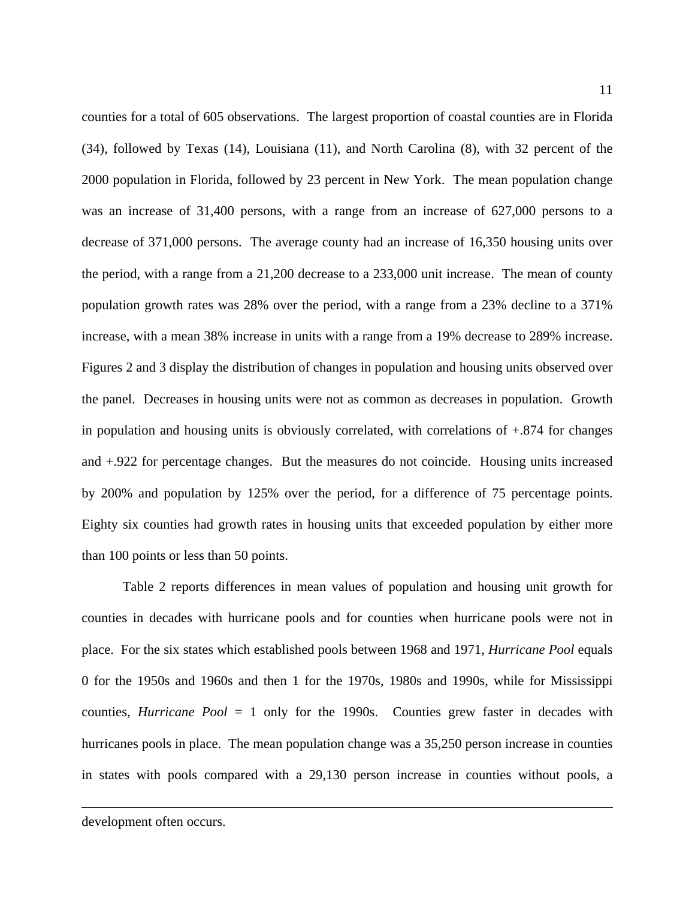counties for a total of 605 observations. The largest proportion of coastal counties are in Florida (34), followed by Texas (14), Louisiana (11), and North Carolina (8), with 32 percent of the 2000 population in Florida, followed by 23 percent in New York. The mean population change was an increase of 31,400 persons, with a range from an increase of 627,000 persons to a decrease of 371,000 persons. The average county had an increase of 16,350 housing units over the period, with a range from a 21,200 decrease to a 233,000 unit increase. The mean of county population growth rates was 28% over the period, with a range from a 23% decline to a 371% increase, with a mean 38% increase in units with a range from a 19% decrease to 289% increase. Figures 2 and 3 display the distribution of changes in population and housing units observed over the panel. Decreases in housing units were not as common as decreases in population. Growth in population and housing units is obviously correlated, with correlations of +.874 for changes and +.922 for percentage changes. But the measures do not coincide. Housing units increased by 200% and population by 125% over the period, for a difference of 75 percentage points. Eighty six counties had growth rates in housing units that exceeded population by either more than 100 points or less than 50 points.

Table 2 reports differences in mean values of population and housing unit growth for counties in decades with hurricane pools and for counties when hurricane pools were not in place. For the six states which established pools between 1968 and 1971, *Hurricane Pool* equals 0 for the 1950s and 1960s and then 1 for the 1970s, 1980s and 1990s, while for Mississippi counties, *Hurricane Pool* = 1 only for the 1990s. Counties grew faster in decades with hurricanes pools in place. The mean population change was a 35,250 person increase in counties in states with pools compared with a 29,130 person increase in counties without pools, a

development often occurs.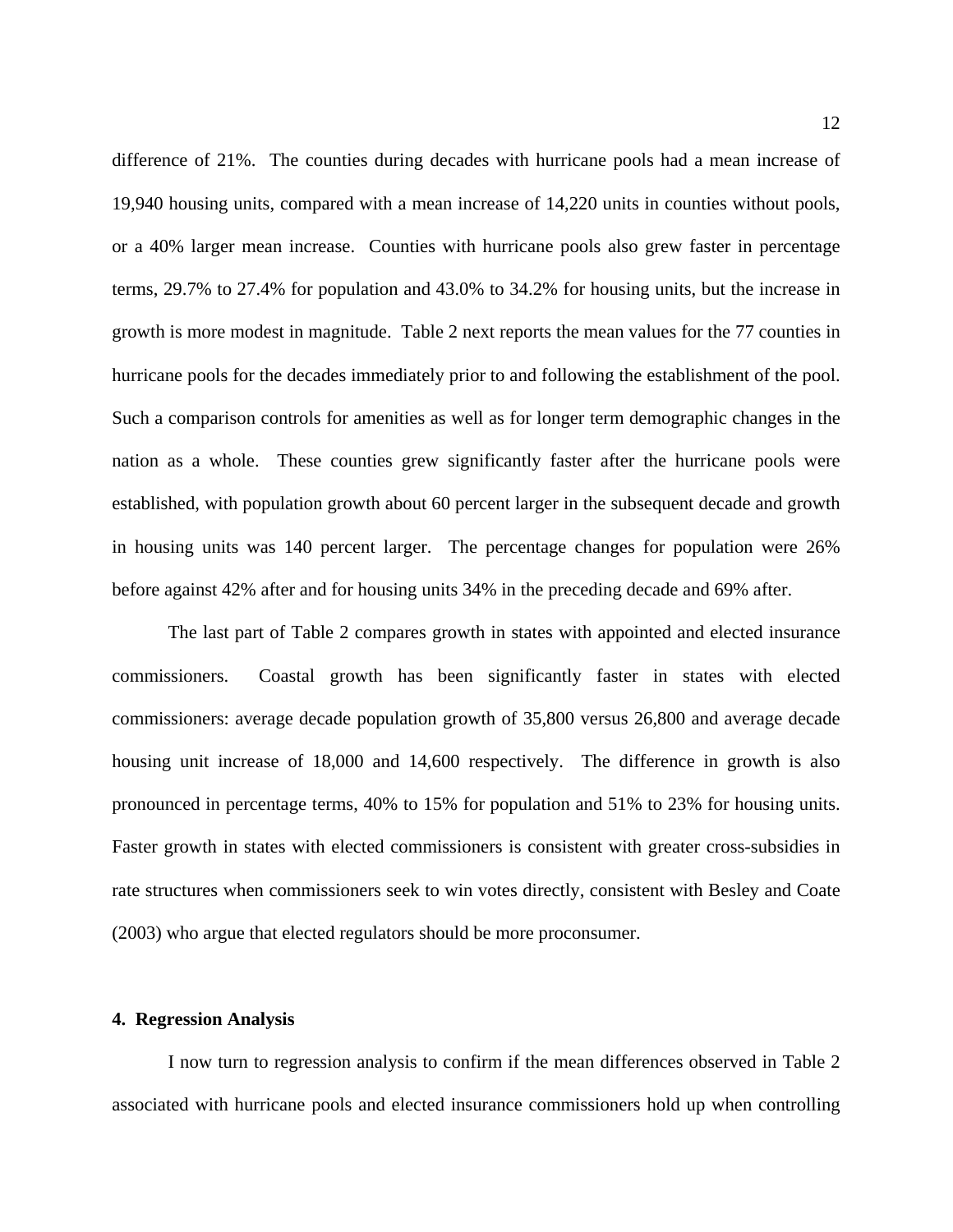difference of 21%. The counties during decades with hurricane pools had a mean increase of 19,940 housing units, compared with a mean increase of 14,220 units in counties without pools, or a 40% larger mean increase. Counties with hurricane pools also grew faster in percentage terms, 29.7% to 27.4% for population and 43.0% to 34.2% for housing units, but the increase in growth is more modest in magnitude. Table 2 next reports the mean values for the 77 counties in hurricane pools for the decades immediately prior to and following the establishment of the pool. Such a comparison controls for amenities as well as for longer term demographic changes in the nation as a whole. These counties grew significantly faster after the hurricane pools were established, with population growth about 60 percent larger in the subsequent decade and growth in housing units was 140 percent larger. The percentage changes for population were 26% before against 42% after and for housing units 34% in the preceding decade and 69% after.

The last part of Table 2 compares growth in states with appointed and elected insurance commissioners. Coastal growth has been significantly faster in states with elected commissioners: average decade population growth of 35,800 versus 26,800 and average decade housing unit increase of 18,000 and 14,600 respectively. The difference in growth is also pronounced in percentage terms, 40% to 15% for population and 51% to 23% for housing units. Faster growth in states with elected commissioners is consistent with greater cross-subsidies in rate structures when commissioners seek to win votes directly, consistent with Besley and Coate (2003) who argue that elected regulators should be more proconsumer.

## 4. Regression Analysis

I now turn to regression analysis to confirm if the mean differences observed in Table 2 associated with hurricane pools and elected insurance commissioners hold up when controlling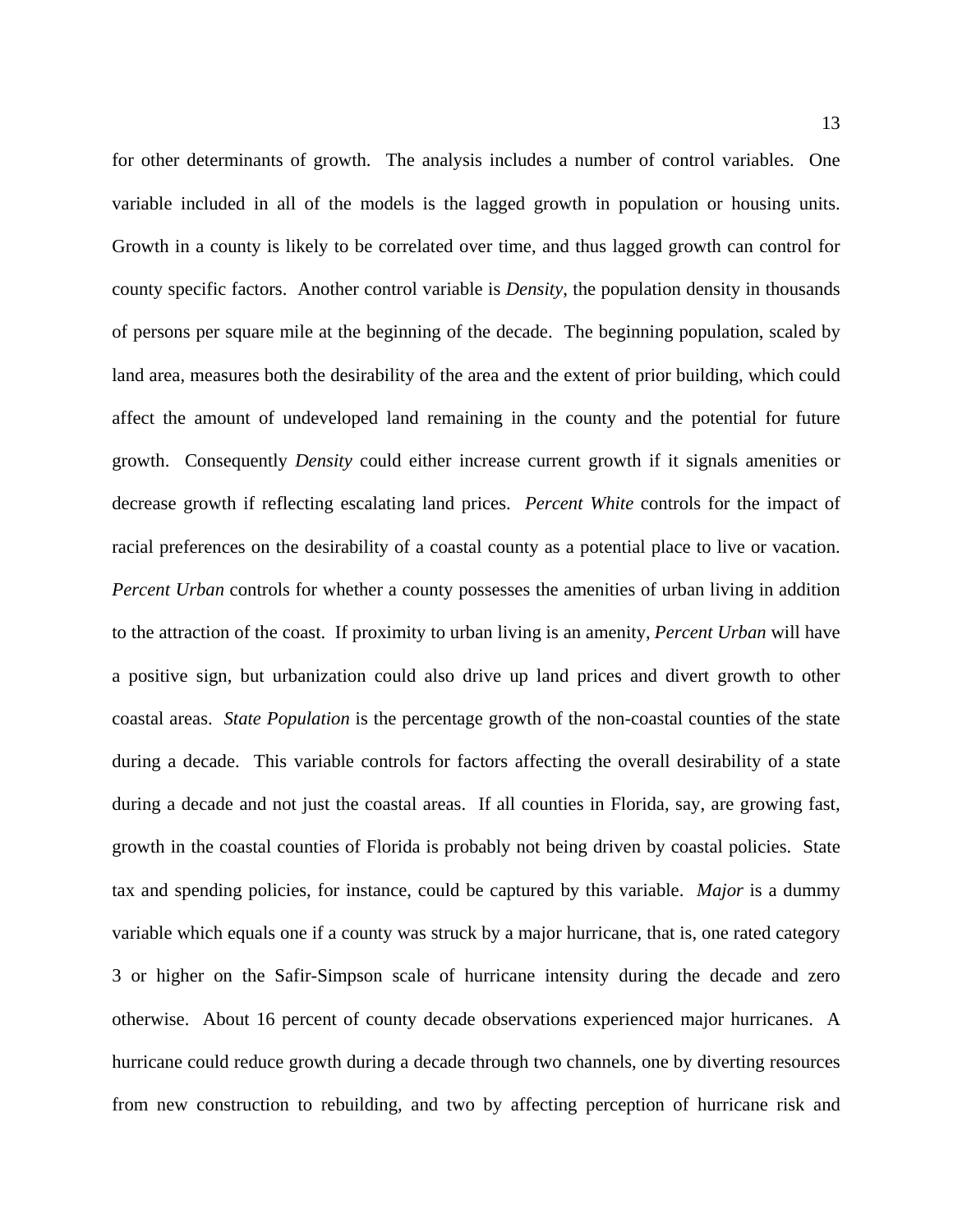for other determinants of growth. The analysis includes a number of control variables. One variable included in all of the models is the lagged growth in population or housing units. Growth in a county is likely to be correlated over time, and thus lagged growth can control for county specific factors. Another control variable is *Density*, the population density in thousands of persons per square mile at the beginning of the decade. The beginning population, scaled by land area, measures both the desirability of the area and the extent of prior building, which could affect the amount of undeveloped land remaining in the county and the potential for future growth. Consequently *Density* could either increase current growth if it signals amenities or decrease growth if reflecting escalating land prices. *Percent White* controls for the impact of racial preferences on the desirability of a coastal county as a potential place to live or vacation. *Percent Urban* controls for whether a county possesses the amenities of urban living in addition to the attraction of the coast. If proximity to urban living is an amenity, *Percent Urban* will have a positive sign, but urbanization could also drive up land prices and divert growth to other coastal areas. *State Population* is the percentage growth of the non-coastal counties of the state during a decade. This variable controls for factors affecting the overall desirability of a state during a decade and not just the coastal areas. If all counties in Florida, say, are growing fast, growth in the coastal counties of Florida is probably not being driven by coastal policies. State tax and spending policies, for instance, could be captured by this variable. *Major* is a dummy variable which equals one if a county was struck by a major hurricane, that is, one rated category 3 or higher on the Safir-Simpson scale of hurricane intensity during the decade and zero otherwise. About 16 percent of county decade observations experienced major hurricanes. A hurricane could reduce growth during a decade through two channels, one by diverting resources from new construction to rebuilding, and two by affecting perception of hurricane risk and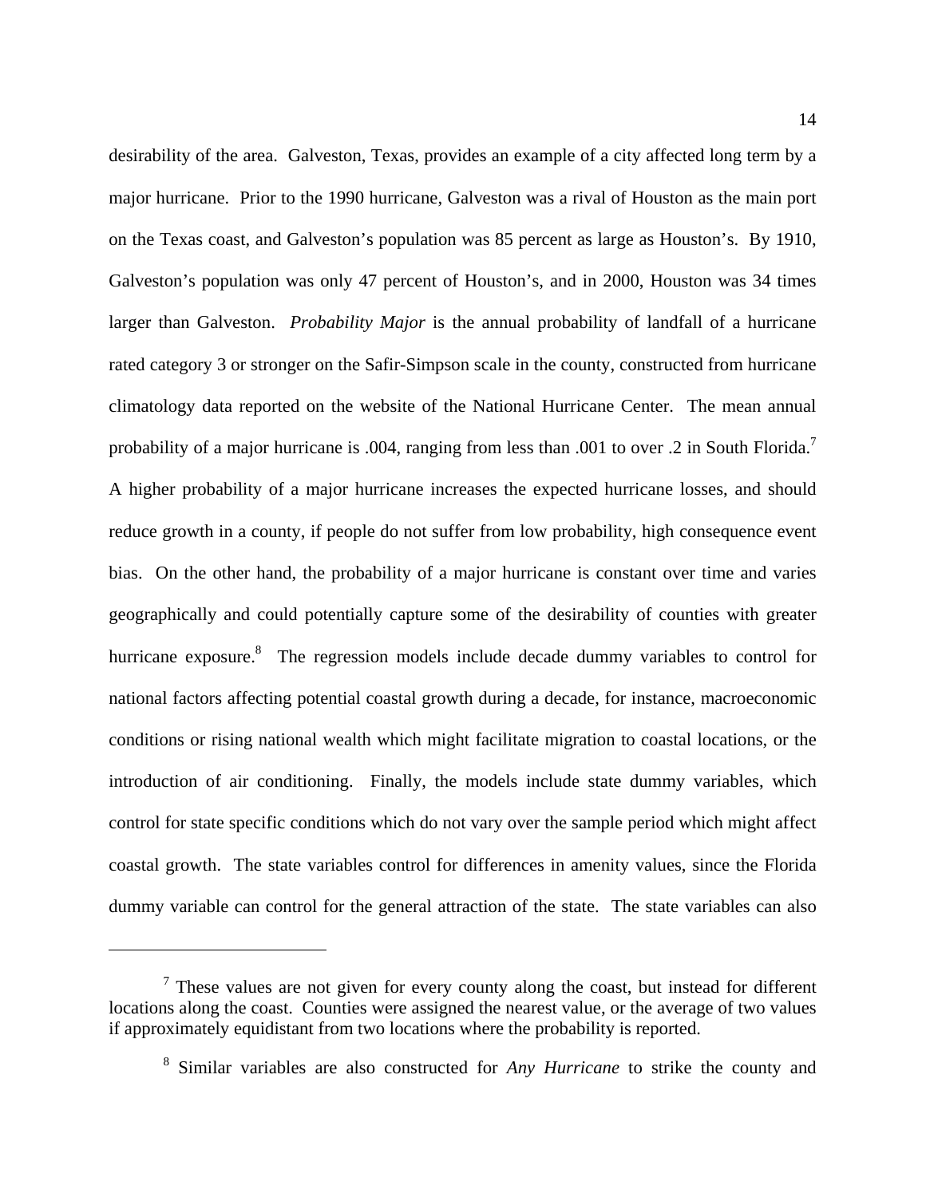desirability of the area. Galveston, Texas, provides an example of a city affected long term by a major hurricane. Prior to the 1990 hurricane, Galveston was a rival of Houston as the main port on the Texas coast, and Galveston's population was 85 percent as large as Houston's. By 1910, Galveston's population was only 47 percent of Houston's, and in 2000, Houston was 34 times larger than Galveston. *Probability Major* is the annual probability of landfall of a hurricane rated category 3 or stronger on the Safir-Simpson scale in the county, constructed from hurricane climatology data reported on the website of the National Hurricane Center. The mean annual probability of a major hurricane is .004, ranging from less than .001 to over .2 in South Florida.[7] A higher probability of a major hurricane increases the expected hurricane losses, and should reduce growth in a county, if people do not suffer from low probability, high consequence event bias. On the other hand, the probability of a major hurricane is constant over time and varies geographically and could potentially capture some of the desirability of counties with greater hurricane exposure.[8] The regression models include decade dummy variables to control for national factors affecting potential coastal growth during a decade, for instance, macroeconomic conditions or rising national wealth which might facilitate migration to coastal locations, or the introduction of air conditioning. Finally, the models include state dummy variables, which control for state specific conditions which do not vary over the sample period which might affect coastal growth. The state variables control for differences in amenity values, since the Florida dummy variable can control for the general attraction of the state. The state variables can also

---

[7] These values are not given for every county along the coast, but instead for different locations along the coast. Counties were assigned the nearest value, or the average of two values if approximately equidistant from two locations where the probability is reported.

[8] Similar variables are also constructed for *Any Hurricane* to strike the county and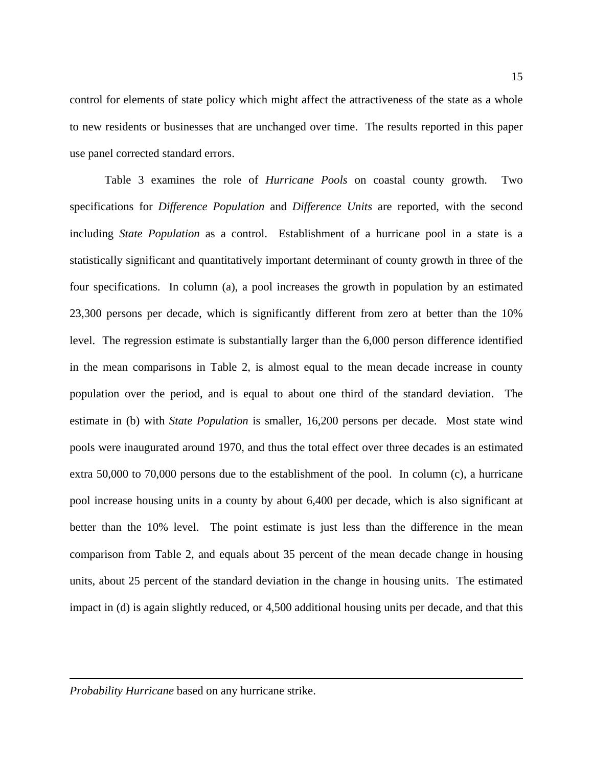control for elements of state policy which might affect the attractiveness of the state as a whole to new residents or businesses that are unchanged over time. The results reported in this paper use panel corrected standard errors.

Table 3 examines the role of *Hurricane Pools* on coastal county growth. Two specifications for *Difference Population* and *Difference Units* are reported, with the second including *State Population* as a control. Establishment of a hurricane pool in a state is a statistically significant and quantitatively important determinant of county growth in three of the four specifications. In column (a), a pool increases the growth in population by an estimated 23,300 persons per decade, which is significantly different from zero at better than the 10% level. The regression estimate is substantially larger than the 6,000 person difference identified in the mean comparisons in Table 2, is almost equal to the mean decade increase in county population over the period, and is equal to about one third of the standard deviation. The estimate in (b) with *State Population* is smaller, 16,200 persons per decade. Most state wind pools were inaugurated around 1970, and thus the total effect over three decades is an estimated extra 50,000 to 70,000 persons due to the establishment of the pool. In column (c), a hurricane pool increase housing units in a county by about 6,400 per decade, which is also significant at better than the 10% level. The point estimate is just less than the difference in the mean comparison from Table 2, and equals about 35 percent of the mean decade change in housing units, about 25 percent of the standard deviation in the change in housing units. The estimated impact in (d) is again slightly reduced, or 4,500 additional housing units per decade, and that this

---

*Probability Hurricane* based on any hurricane strike.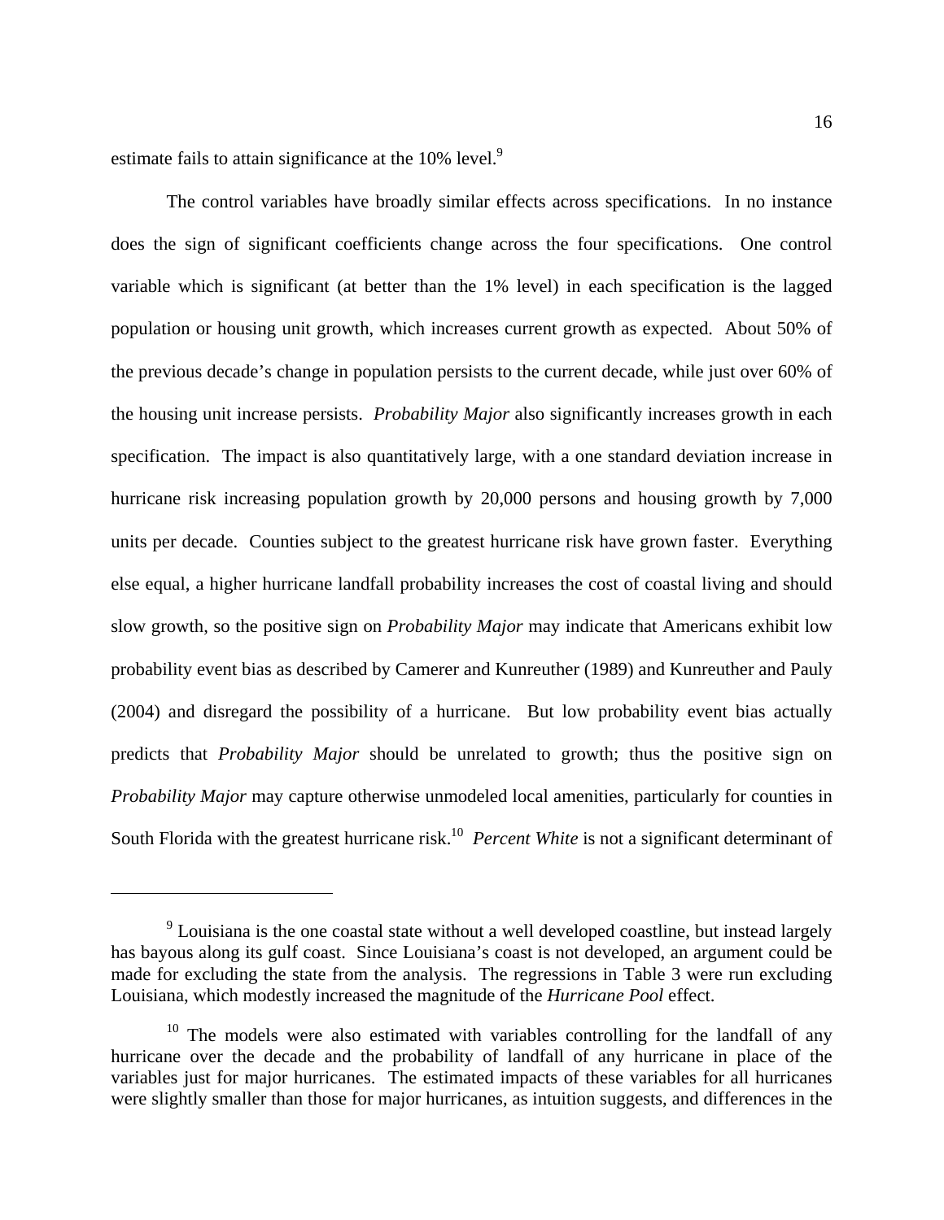estimate fails to attain significance at the 10% level.[9]

The control variables have broadly similar effects across specifications. In no instance does the sign of significant coefficients change across the four specifications. One control variable which is significant (at better than the 1% level) in each specification is the lagged population or housing unit growth, which increases current growth as expected. About 50% of the previous decade's change in population persists to the current decade, while just over 60% of the housing unit increase persists. *Probability Major* also significantly increases growth in each specification. The impact is also quantitatively large, with a one standard deviation increase in hurricane risk increasing population growth by 20,000 persons and housing growth by 7,000 units per decade. Counties subject to the greatest hurricane risk have grown faster. Everything else equal, a higher hurricane landfall probability increases the cost of coastal living and should slow growth, so the positive sign on *Probability Major* may indicate that Americans exhibit low probability event bias as described by Camerer and Kunreuther (1989) and Kunreuther and Pauly (2004) and disregard the possibility of a hurricane. But low probability event bias actually predicts that *Probability Major* should be unrelated to growth; thus the positive sign on *Probability Major* may capture otherwise unmodeled local amenities, particularly for counties in South Florida with the greatest hurricane risk.[10] *Percent White* is not a significant determinant of

---

[9] Louisiana is the one coastal state without a well developed coastline, but instead largely has bayous along its gulf coast. Since Louisiana's coast is not developed, an argument could be made for excluding the state from the analysis. The regressions in Table 3 were run excluding Louisiana, which modestly increased the magnitude of the *Hurricane Pool* effect.

[10] The models were also estimated with variables controlling for the landfall of any hurricane over the decade and the probability of landfall of any hurricane in place of the variables just for major hurricanes. The estimated impacts of these variables for all hurricanes were slightly smaller than those for major hurricanes, as intuition suggests, and differences in the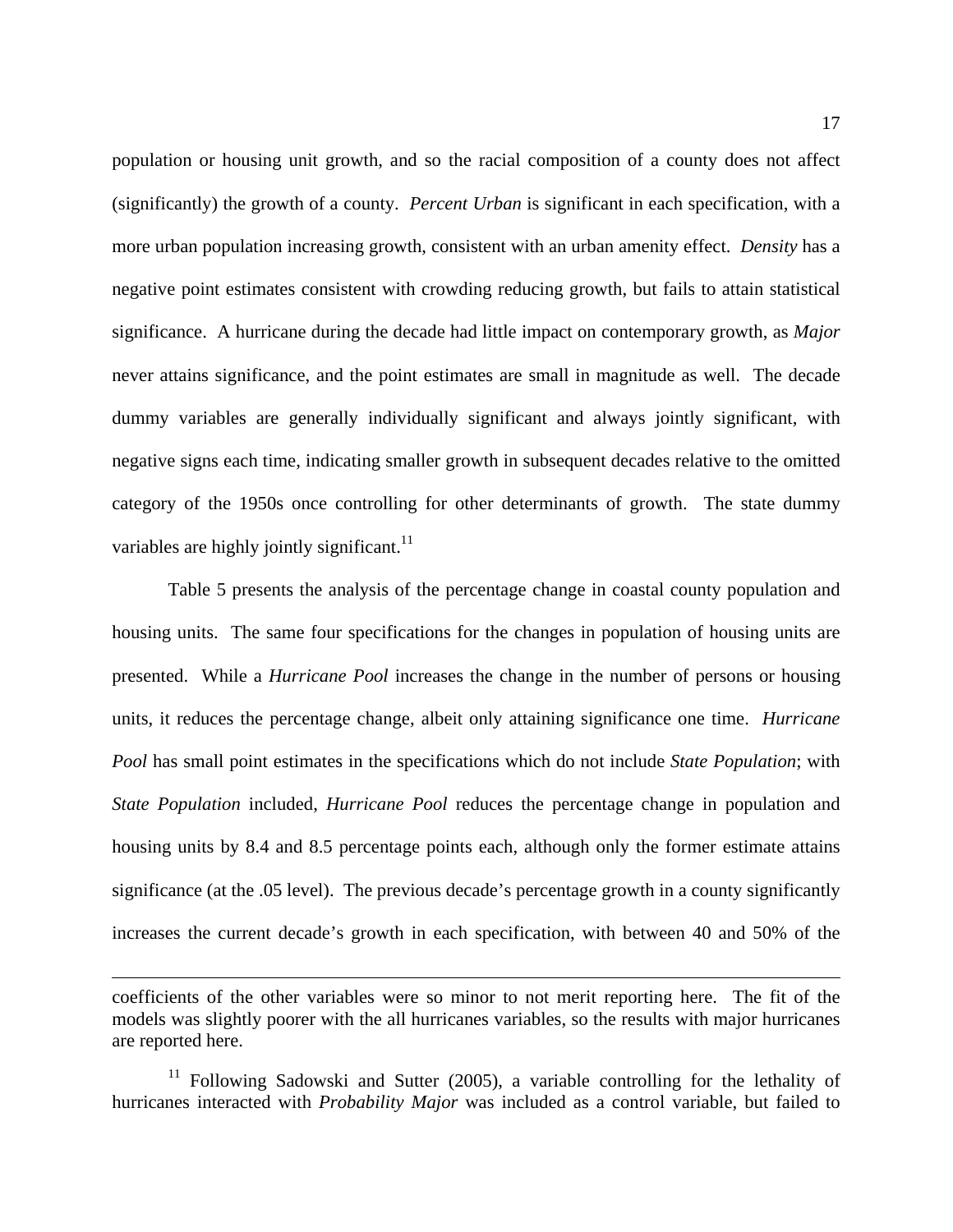population or housing unit growth, and so the racial composition of a county does not affect (significantly) the growth of a county. *Percent Urban* is significant in each specification, with a more urban population increasing growth, consistent with an urban amenity effect. *Density* has a negative point estimates consistent with crowding reducing growth, but fails to attain statistical significance. A hurricane during the decade had little impact on contemporary growth, as *Major* never attains significance, and the point estimates are small in magnitude as well. The decade dummy variables are generally individually significant and always jointly significant, with negative signs each time, indicating smaller growth in subsequent decades relative to the omitted category of the 1950s once controlling for other determinants of growth. The state dummy variables are highly jointly significant.[11]

Table 5 presents the analysis of the percentage change in coastal county population and housing units. The same four specifications for the changes in population of housing units are presented. While a *Hurricane Pool* increases the change in the number of persons or housing units, it reduces the percentage change, albeit only attaining significance one time. *Hurricane Pool* has small point estimates in the specifications which do not include *State Population*; with *State Population* included, *Hurricane Pool* reduces the percentage change in population and housing units by 8.4 and 8.5 percentage points each, although only the former estimate attains significance (at the .05 level). The previous decade's percentage growth in a county significantly increases the current decade's growth in each specification, with between 40 and 50% of the

---

coefficients of the other variables were so minor to not merit reporting here. The fit of the models was slightly poorer with the all hurricanes variables, so the results with major hurricanes are reported here.

[11] Following Sadowski and Sutter (2005), a variable controlling for the lethality of hurricanes interacted with *Probability Major* was included as a control variable, but failed to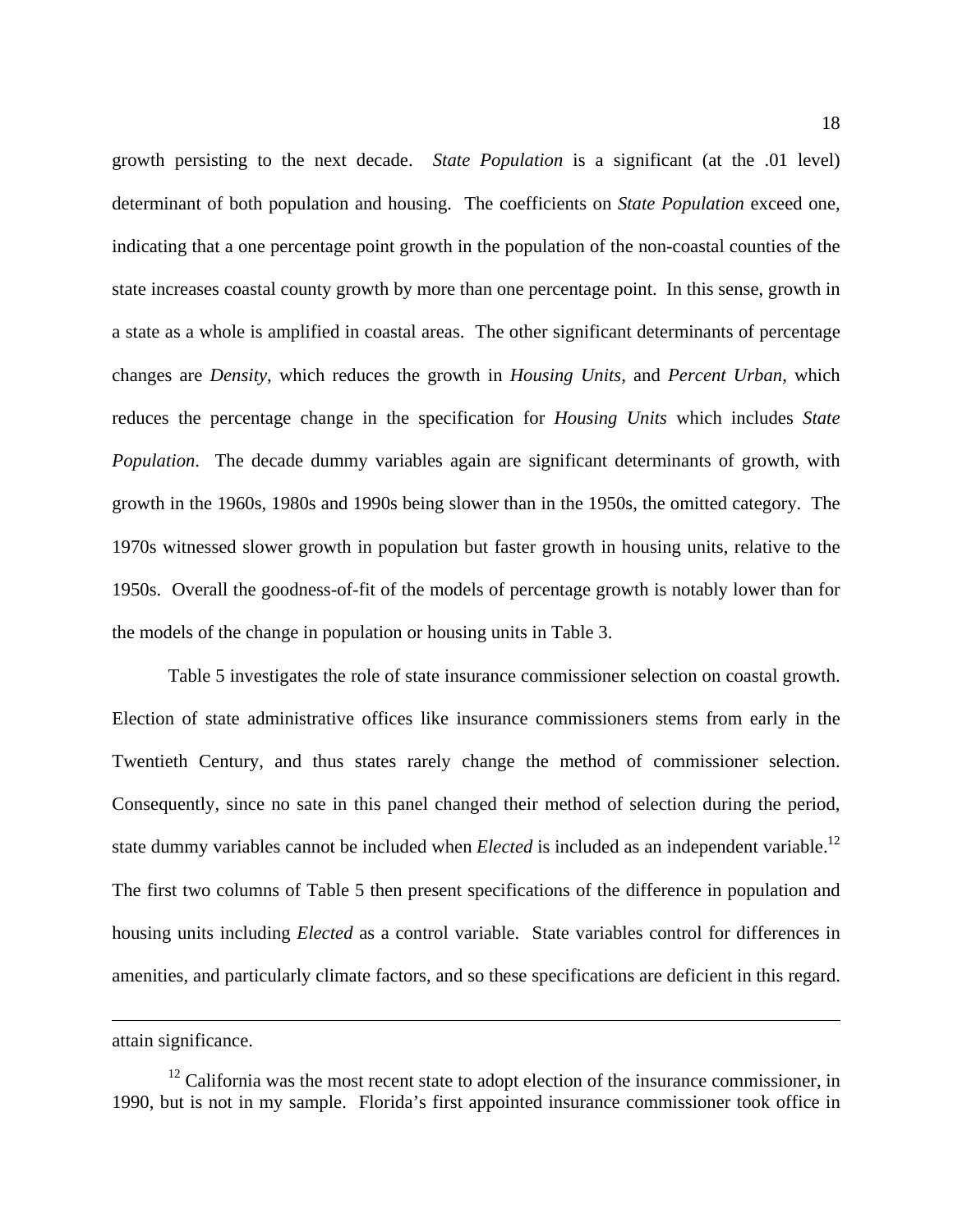growth persisting to the next decade. *State Population* is a significant (at the .01 level) determinant of both population and housing. The coefficients on *State Population* exceed one, indicating that a one percentage point growth in the population of the non-coastal counties of the state increases coastal county growth by more than one percentage point. In this sense, growth in a state as a whole is amplified in coastal areas. The other significant determinants of percentage changes are *Density*, which reduces the growth in *Housing Units*, and *Percent Urban*, which reduces the percentage change in the specification for *Housing Units* which includes *State Population*. The decade dummy variables again are significant determinants of growth, with growth in the 1960s, 1980s and 1990s being slower than in the 1950s, the omitted category. The 1970s witnessed slower growth in population but faster growth in housing units, relative to the 1950s. Overall the goodness-of-fit of the models of percentage growth is notably lower than for the models of the change in population or housing units in Table 3.

Table 5 investigates the role of state insurance commissioner selection on coastal growth. Election of state administrative offices like insurance commissioners stems from early in the Twentieth Century, and thus states rarely change the method of commissioner selection. Consequently, since no sate in this panel changed their method of selection during the period, state dummy variables cannot be included when *Elected* is included as an independent variable.[12] The first two columns of Table 5 then present specifications of the difference in population and housing units including *Elected* as a control variable. State variables control for differences in amenities, and particularly climate factors, and so these specifications are deficient in this regard.

---

attain significance.

[12] California was the most recent state to adopt election of the insurance commissioner, in 1990, but is not in my sample. Florida's first appointed insurance commissioner took office in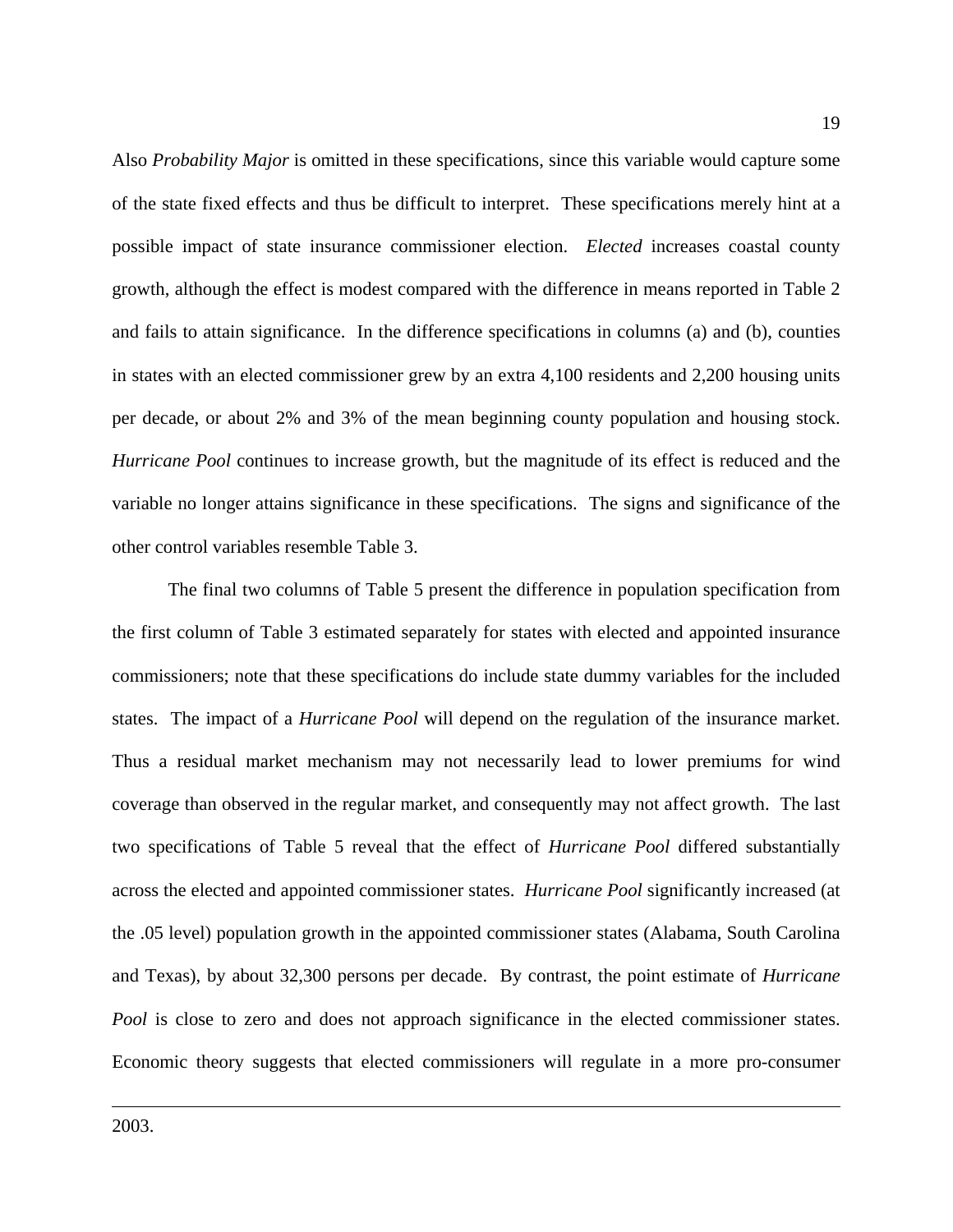Also *Probability Major* is omitted in these specifications, since this variable would capture some of the state fixed effects and thus be difficult to interpret. These specifications merely hint at a possible impact of state insurance commissioner election. *Elected* increases coastal county growth, although the effect is modest compared with the difference in means reported in Table 2 and fails to attain significance. In the difference specifications in columns (a) and (b), counties in states with an elected commissioner grew by an extra 4,100 residents and 2,200 housing units per decade, or about 2% and 3% of the mean beginning county population and housing stock. *Hurricane Pool* continues to increase growth, but the magnitude of its effect is reduced and the variable no longer attains significance in these specifications. The signs and significance of the other control variables resemble Table 3.

The final two columns of Table 5 present the difference in population specification from the first column of Table 3 estimated separately for states with elected and appointed insurance commissioners; note that these specifications do include state dummy variables for the included states. The impact of a *Hurricane Pool* will depend on the regulation of the insurance market. Thus a residual market mechanism may not necessarily lead to lower premiums for wind coverage than observed in the regular market, and consequently may not affect growth. The last two specifications of Table 5 reveal that the effect of *Hurricane Pool* differed substantially across the elected and appointed commissioner states. *Hurricane Pool* significantly increased (at the .05 level) population growth in the appointed commissioner states (Alabama, South Carolina and Texas), by about 32,300 persons per decade. By contrast, the point estimate of *Hurricane Pool* is close to zero and does not approach significance in the elected commissioner states. Economic theory suggests that elected commissioners will regulate in a more pro-consumer

---

2003.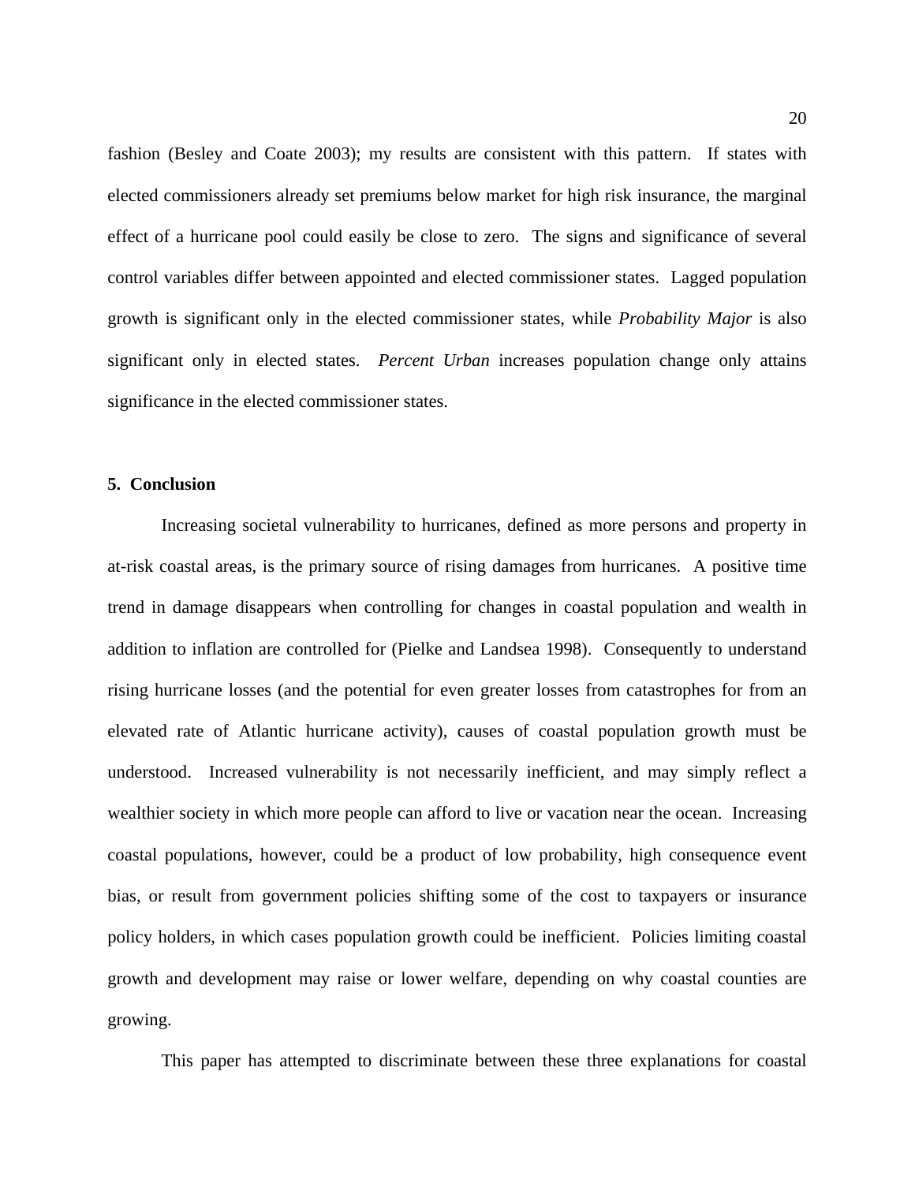fashion (Besley and Coate 2003); my results are consistent with this pattern. If states with elected commissioners already set premiums below market for high risk insurance, the marginal effect of a hurricane pool could easily be close to zero. The signs and significance of several control variables differ between appointed and elected commissioner states. Lagged population growth is significant only in the elected commissioner states, while *Probability Major* is also significant only in elected states. *Percent Urban* increases population change only attains significance in the elected commissioner states.

## 5. Conclusion

Increasing societal vulnerability to hurricanes, defined as more persons and property in at-risk coastal areas, is the primary source of rising damages from hurricanes. A positive time trend in damage disappears when controlling for changes in coastal population and wealth in addition to inflation are controlled for (Pielke and Landsea 1998). Consequently to understand rising hurricane losses (and the potential for even greater losses from catastrophes for from an elevated rate of Atlantic hurricane activity), causes of coastal population growth must be understood. Increased vulnerability is not necessarily inefficient, and may simply reflect a wealthier society in which more people can afford to live or vacation near the ocean. Increasing coastal populations, however, could be a product of low probability, high consequence event bias, or result from government policies shifting some of the cost to taxpayers or insurance policy holders, in which cases population growth could be inefficient. Policies limiting coastal growth and development may raise or lower welfare, depending on why coastal counties are growing.

This paper has attempted to discriminate between these three explanations for coastal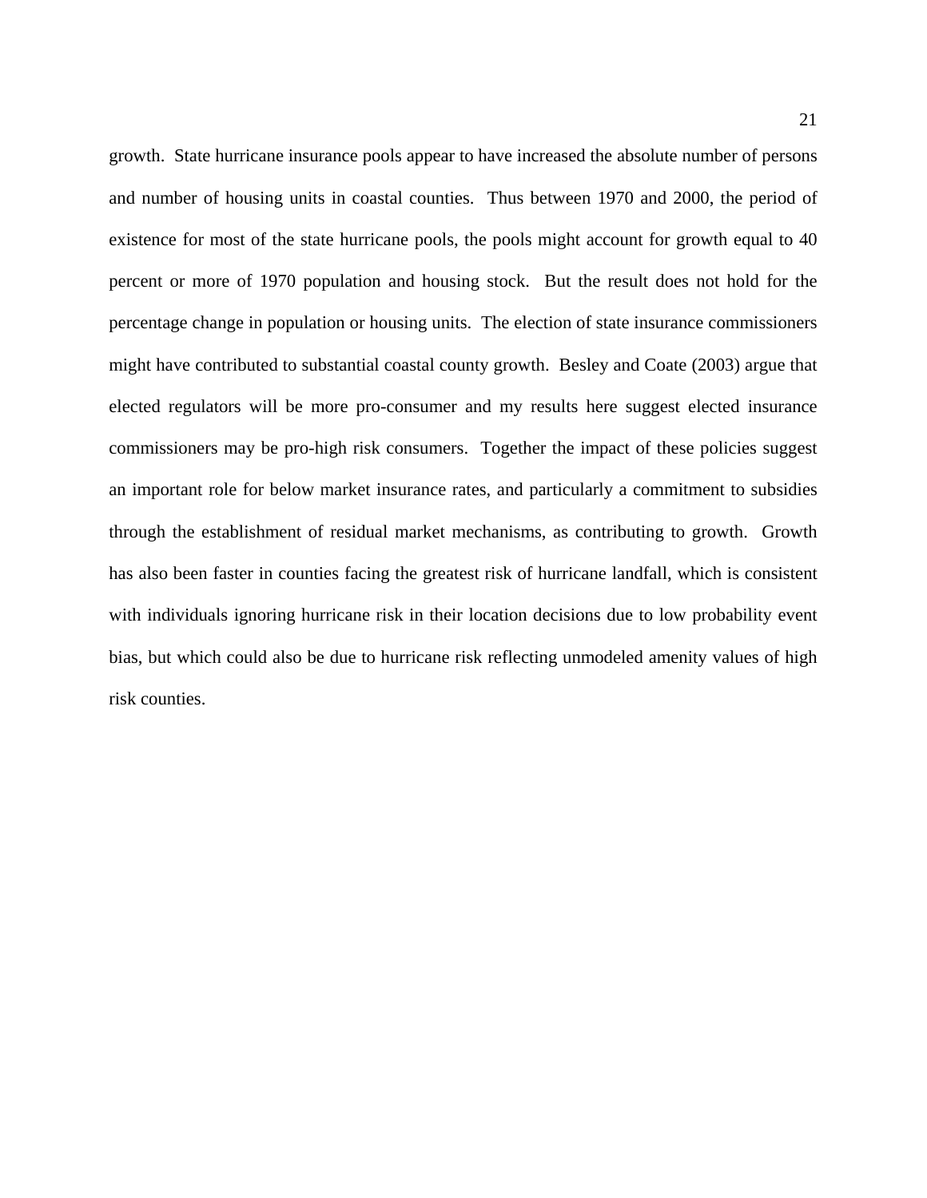growth. State hurricane insurance pools appear to have increased the absolute number of persons and number of housing units in coastal counties. Thus between 1970 and 2000, the period of existence for most of the state hurricane pools, the pools might account for growth equal to 40 percent or more of 1970 population and housing stock. But the result does not hold for the percentage change in population or housing units. The election of state insurance commissioners might have contributed to substantial coastal county growth. Besley and Coate (2003) argue that elected regulators will be more pro-consumer and my results here suggest elected insurance commissioners may be pro-high risk consumers. Together the impact of these policies suggest an important role for below market insurance rates, and particularly a commitment to subsidies through the establishment of residual market mechanisms, as contributing to growth. Growth has also been faster in counties facing the greatest risk of hurricane landfall, which is consistent with individuals ignoring hurricane risk in their location decisions due to low probability event bias, but which could also be due to hurricane risk reflecting unmodeled amenity values of high risk counties.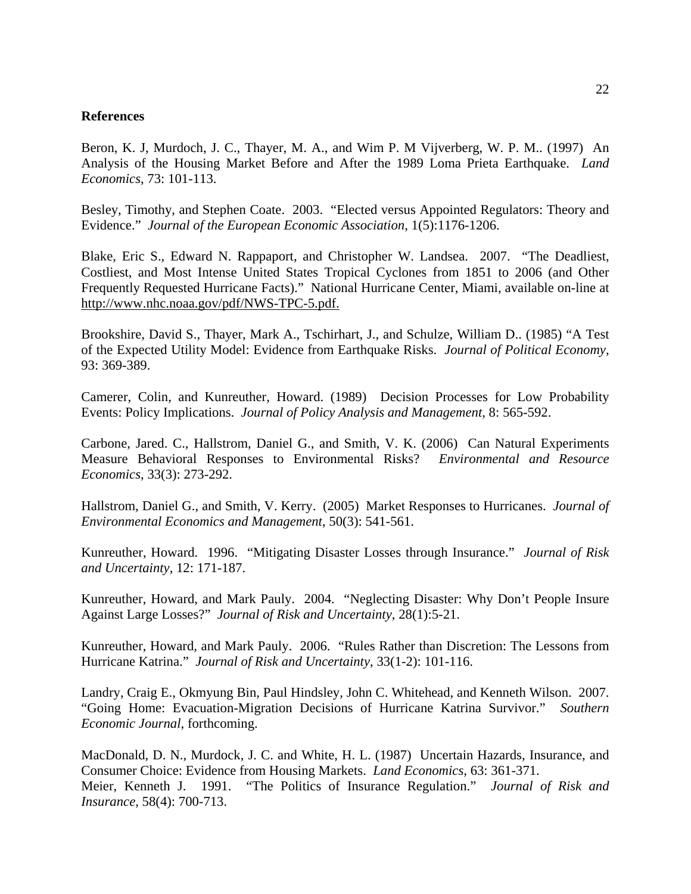**References**

Beron, K. J, Murdoch, J. C., Thayer, M. A., and Wim P. M Vijverberg, W. P. M.. (1997) An Analysis of the Housing Market Before and After the 1989 Loma Prieta Earthquake. *Land Economics*, 73: 101-113.

Besley, Timothy, and Stephen Coate. 2003. "Elected versus Appointed Regulators: Theory and Evidence." *Journal of the European Economic Association*, 1(5):1176-1206.

Blake, Eric S., Edward N. Rappaport, and Christopher W. Landsea. 2007. "The Deadliest, Costliest, and Most Intense United States Tropical Cyclones from 1851 to 2006 (and Other Frequently Requested Hurricane Facts)." National Hurricane Center, Miami, available on-line at http://www.nhc.noaa.gov/pdf/NWS-TPC-5.pdf.

Brookshire, David S., Thayer, Mark A., Tschirhart, J., and Schulze, William D.. (1985) "A Test of the Expected Utility Model: Evidence from Earthquake Risks. *Journal of Political Economy*, 93: 369-389.

Camerer, Colin, and Kunreuther, Howard. (1989) Decision Processes for Low Probability Events: Policy Implications. *Journal of Policy Analysis and Management*, 8: 565-592.

Carbone, Jared. C., Hallstrom, Daniel G., and Smith, V. K. (2006) Can Natural Experiments Measure Behavioral Responses to Environmental Risks? *Environmental and Resource Economics*, 33(3): 273-292.

Hallstrom, Daniel G., and Smith, V. Kerry. (2005) Market Responses to Hurricanes. *Journal of Environmental Economics and Management*, 50(3): 541-561.

Kunreuther, Howard. 1996. "Mitigating Disaster Losses through Insurance." *Journal of Risk and Uncertainty*, 12: 171-187.

Kunreuther, Howard, and Mark Pauly. 2004. "Neglecting Disaster: Why Don't People Insure Against Large Losses?" *Journal of Risk and Uncertainty*, 28(1):5-21.

Kunreuther, Howard, and Mark Pauly. 2006. "Rules Rather than Discretion: The Lessons from Hurricane Katrina." *Journal of Risk and Uncertainty*, 33(1-2): 101-116.

Landry, Craig E., Okmyung Bin, Paul Hindsley, John C. Whitehead, and Kenneth Wilson. 2007. "Going Home: Evacuation-Migration Decisions of Hurricane Katrina Survivor." *Southern Economic Journal*, forthcoming.

MacDonald, D. N., Murdock, J. C. and White, H. L. (1987) Uncertain Hazards, Insurance, and Consumer Choice: Evidence from Housing Markets. *Land Economics*, 63: 361-371.

Meier, Kenneth J. 1991. "The Politics of Insurance Regulation." *Journal of Risk and Insurance*, 58(4): 700-713.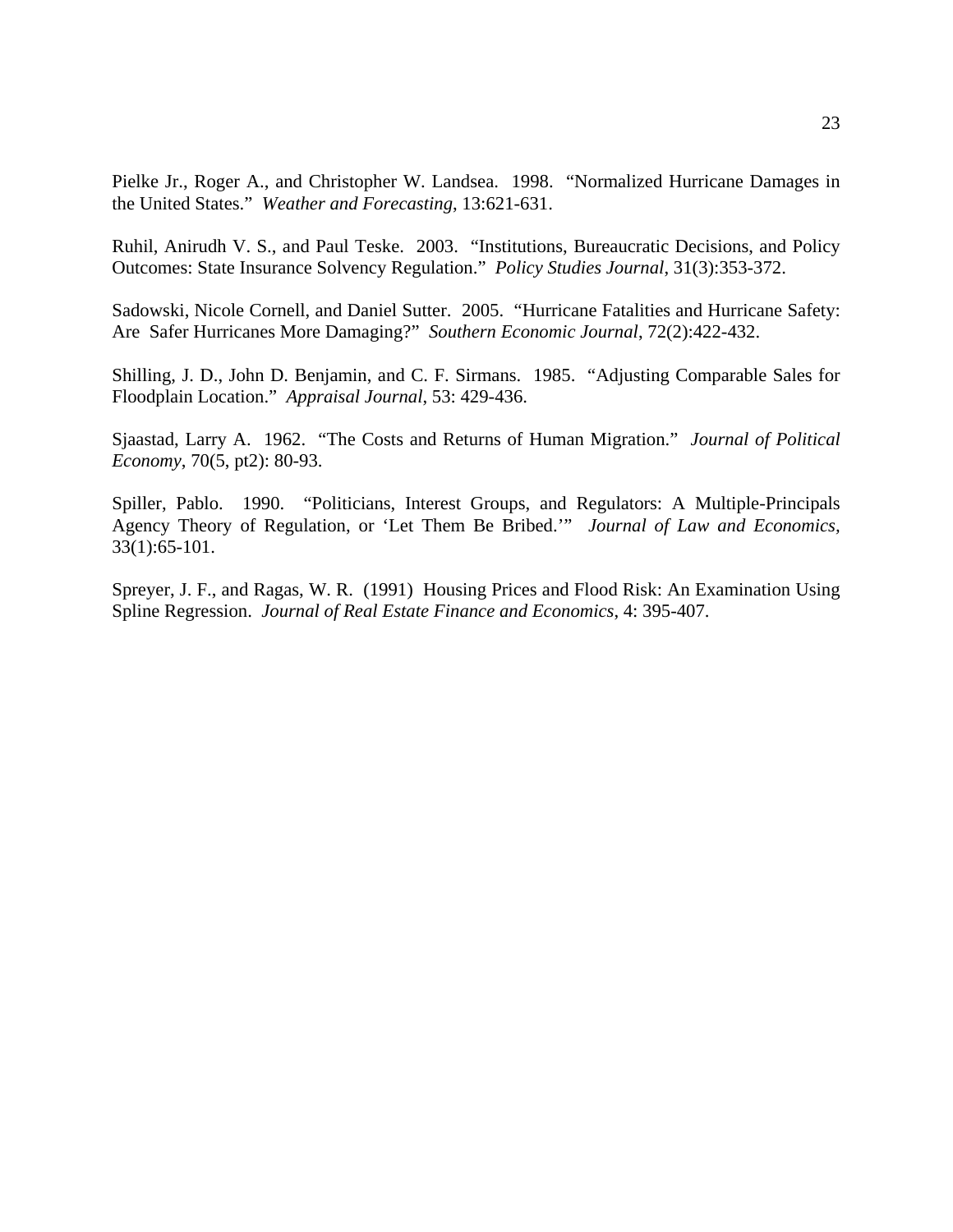Pielke Jr., Roger A., and Christopher W. Landsea. 1998. "Normalized Hurricane Damages in the United States." *Weather and Forecasting*, 13:621-631.

Ruhil, Anirudh V. S., and Paul Teske. 2003. "Institutions, Bureaucratic Decisions, and Policy Outcomes: State Insurance Solvency Regulation." *Policy Studies Journal*, 31(3):353-372.

Sadowski, Nicole Cornell, and Daniel Sutter. 2005. "Hurricane Fatalities and Hurricane Safety: Are Safer Hurricanes More Damaging?" *Southern Economic Journal*, 72(2):422-432.

Shilling, J. D., John D. Benjamin, and C. F. Sirmans. 1985. "Adjusting Comparable Sales for Floodplain Location." *Appraisal Journal*, 53: 429-436.

Sjaastad, Larry A. 1962. "The Costs and Returns of Human Migration." *Journal of Political Economy*, 70(5, pt2): 80-93.

Spiller, Pablo. 1990. "Politicians, Interest Groups, and Regulators: A Multiple-Principals Agency Theory of Regulation, or 'Let Them Be Bribed.'" *Journal of Law and Economics*, 33(1):65-101.

Spreyer, J. F., and Ragas, W. R. (1991) Housing Prices and Flood Risk: An Examination Using Spline Regression. *Journal of Real Estate Finance and Economics*, 4: 395-407.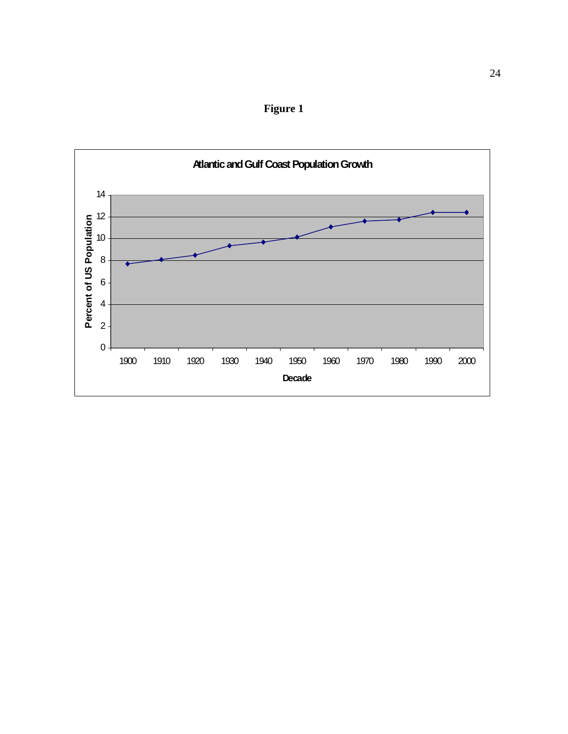**Figure 1**

**Atlantic and Gulf Coast Population Growth**

| Decade | Percent of US Population |
|---|---|
| 1900 | 7.7 |
| 1910 | 8.1 |
| 1920 | 8.5 |
| 1930 | 9.4 |
| 1940 | 9.7 |
| 1950 | 10.1 |
| 1960 | 11.1 |
| 1970 | 11.6 |
| 1980 | 11.7 |
| 1990 | 12.4 |
| 2000 | 12.4 |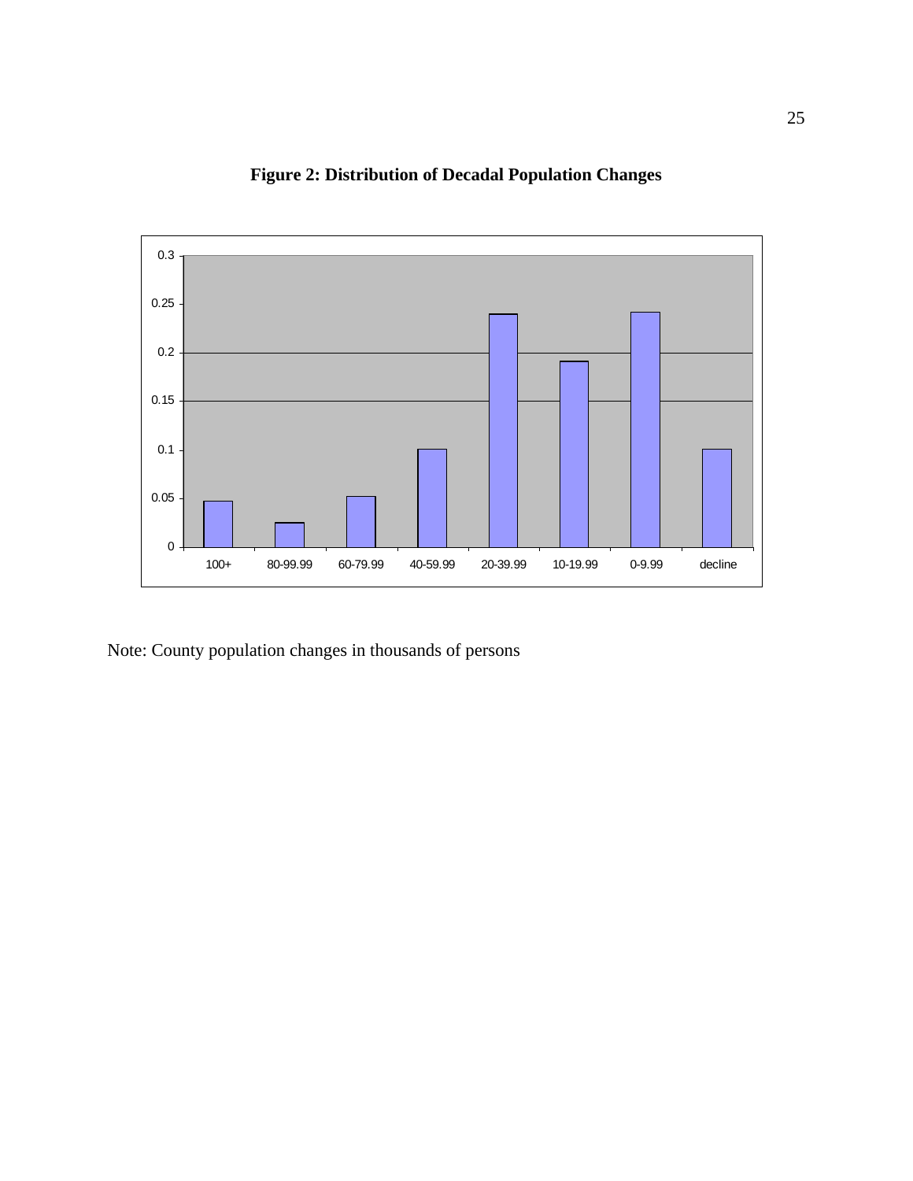**Figure 2: Distribution of Decadal Population Changes**

Note: County population changes in thousands of persons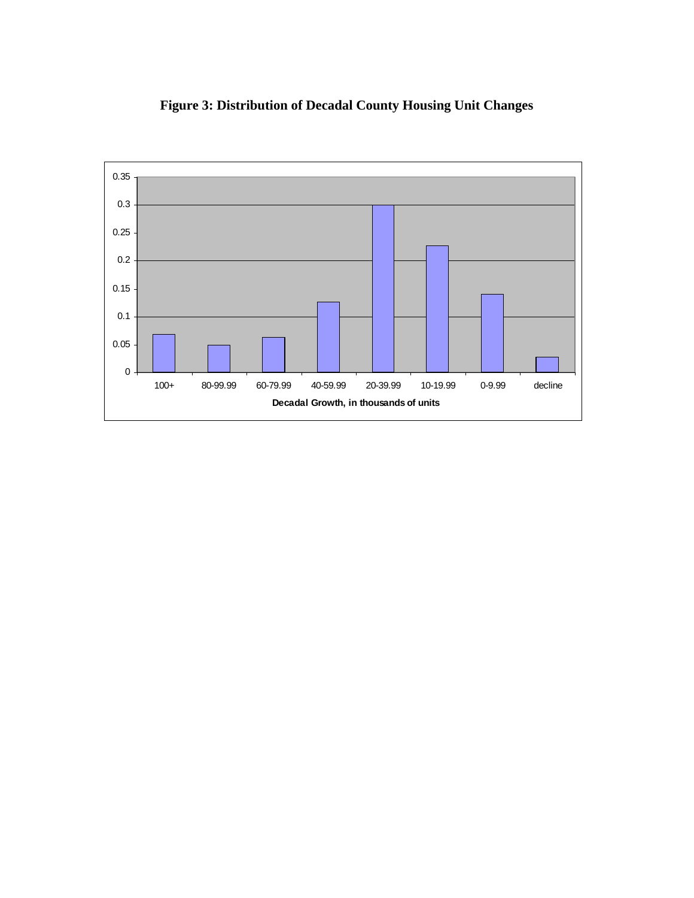**Figure 3: Distribution of Decadal County Housing Unit Changes**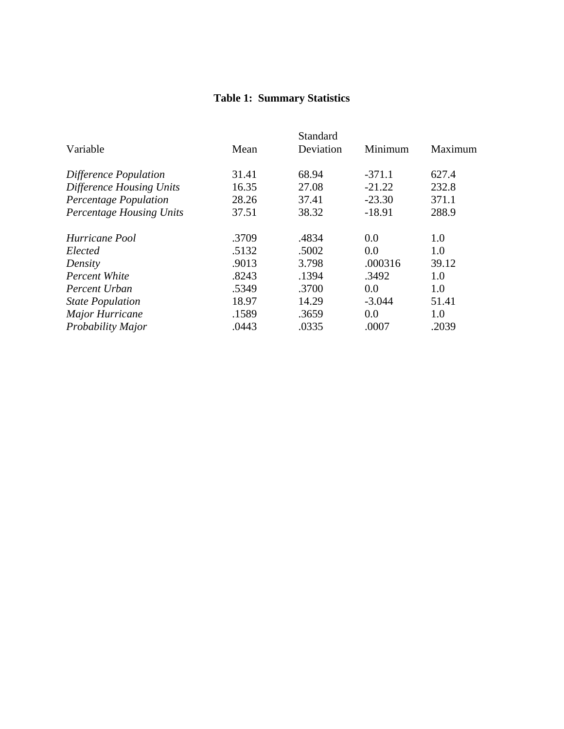**Table 1: Summary Statistics**

| Variable | Mean | Standard Deviation | Minimum | Maximum |
|---|---|---|---|---|
| *Difference Population* | 31.41 | 68.94 | -371.1 | 627.4 |
| *Difference Housing Units* | 16.35 | 27.08 | -21.22 | 232.8 |
| *Percentage Population* | 28.26 | 37.41 | -23.30 | 371.1 |
| *Percentage Housing Units* | 37.51 | 38.32 | -18.91 | 288.9 |
| | | | | |
| *Hurricane Pool* | .3709 | .4834 | 0.0 | 1.0 |
| *Elected* | .5132 | .5002 | 0.0 | 1.0 |
| *Density* | .9013 | 3.798 | .000316 | 39.12 |
| *Percent White* | .8243 | .1394 | .3492 | 1.0 |
| *Percent Urban* | .5349 | .3700 | 0.0 | 1.0 |
| *State Population* | 18.97 | 14.29 | -3.044 | 51.41 |
| *Major Hurricane* | .1589 | .3659 | 0.0 | 1.0 |
| *Probability Major* | .0443 | .0335 | .0007 | .2039 |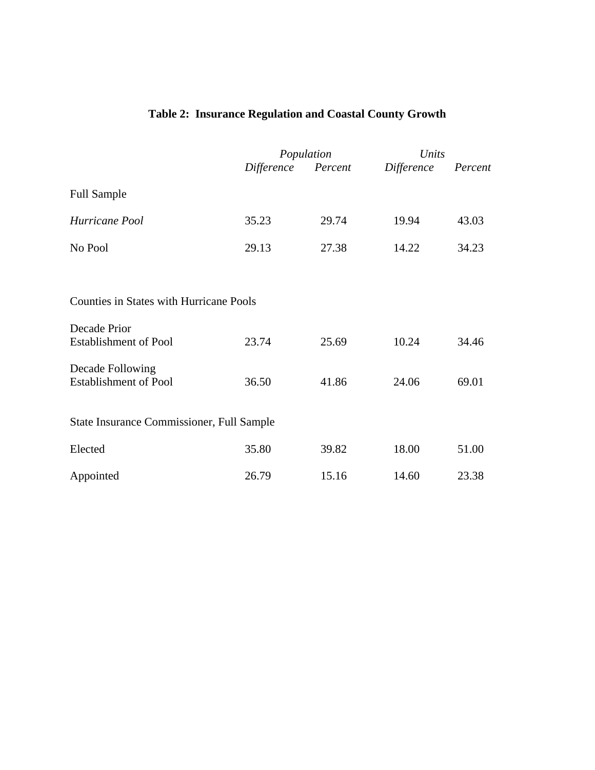**Table 2: Insurance Regulation and Coastal County Growth**

| | *Population* | | *Units* | |
|---|---|---|---|---|
| | *Difference* | *Percent* | *Difference* | *Percent* |
| Full Sample | | | | |
| *Hurricane Pool* | 35.23 | 29.74 | 19.94 | 43.03 |
| No Pool | 29.13 | 27.38 | 14.22 | 34.23 |
| Counties in States with Hurricane Pools | | | | |
| Decade Prior Establishment of Pool | 23.74 | 25.69 | 10.24 | 34.46 |
| Decade Following Establishment of Pool | 36.50 | 41.86 | 24.06 | 69.01 |
| State Insurance Commissioner, Full Sample | | | | |
| Elected | 35.80 | 39.82 | 18.00 | 51.00 |
| Appointed | 26.79 | 15.16 | 14.60 | 23.38 |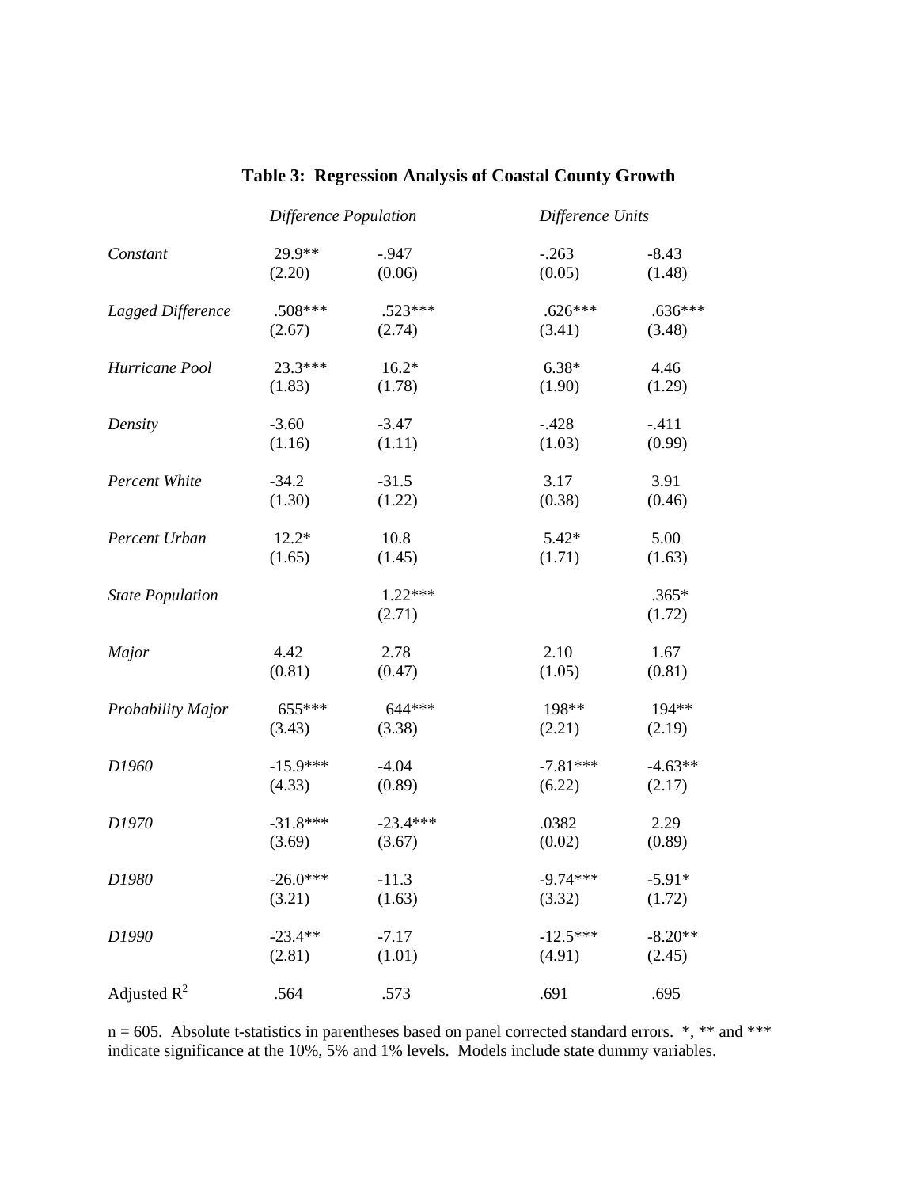## Table 3: Regression Analysis of Coastal County Growth

| | *Difference Population* | | *Difference Units* | |
|---|---|---|---|---|
| *Constant* | 29.9** | -.947 | -.263 | -8.43 |
| | (2.20) | (0.06) | (0.05) | (1.48) |
| *Lagged Difference* | .508*** | .523*** | .626*** | .636*** |
| | (2.67) | (2.74) | (3.41) | (3.48) |
| *Hurricane Pool* | 23.3*** | 16.2* | 6.38* | 4.46 |
| | (1.83) | (1.78) | (1.90) | (1.29) |
| *Density* | -3.60 | -3.47 | -.428 | -.411 |
| | (1.16) | (1.11) | (1.03) | (0.99) |
| *Percent White* | -34.2 | -31.5 | 3.17 | 3.91 |
| | (1.30) | (1.22) | (0.38) | (0.46) |
| *Percent Urban* | 12.2* | 10.8 | 5.42* | 5.00 |
| | (1.65) | (1.45) | (1.71) | (1.63) |
| *State Population* | | 1.22*** | | .365* |
| | | (2.71) | | (1.72) |
| *Major* | 4.42 | 2.78 | 2.10 | 1.67 |
| | (0.81) | (0.47) | (1.05) | (0.81) |
| *Probability Major* | 655*** | 644*** | 198** | 194** |
| | (3.43) | (3.38) | (2.21) | (2.19) |
| *D1960* | -15.9*** | -4.04 | -7.81*** | -4.63** |
| | (4.33) | (0.89) | (6.22) | (2.17) |
| *D1970* | -31.8*** | -23.4*** | .0382 | 2.29 |
| | (3.69) | (3.67) | (0.02) | (0.89) |
| *D1980* | -26.0*** | -11.3 | -9.74*** | -5.91* |
| | (3.21) | (1.63) | (3.32) | (1.72) |
| *D1990* | -23.4** | -7.17 | -12.5*** | -8.20** |
| | (2.81) | (1.01) | (4.91) | (2.45) |
| Adjusted $R^2$ | .564 | .573 | .691 | .695 |

n = 605. Absolute t-statistics in parentheses based on panel corrected standard errors. *, ** and *** indicate significance at the 10%, 5% and 1% levels. Models include state dummy variables.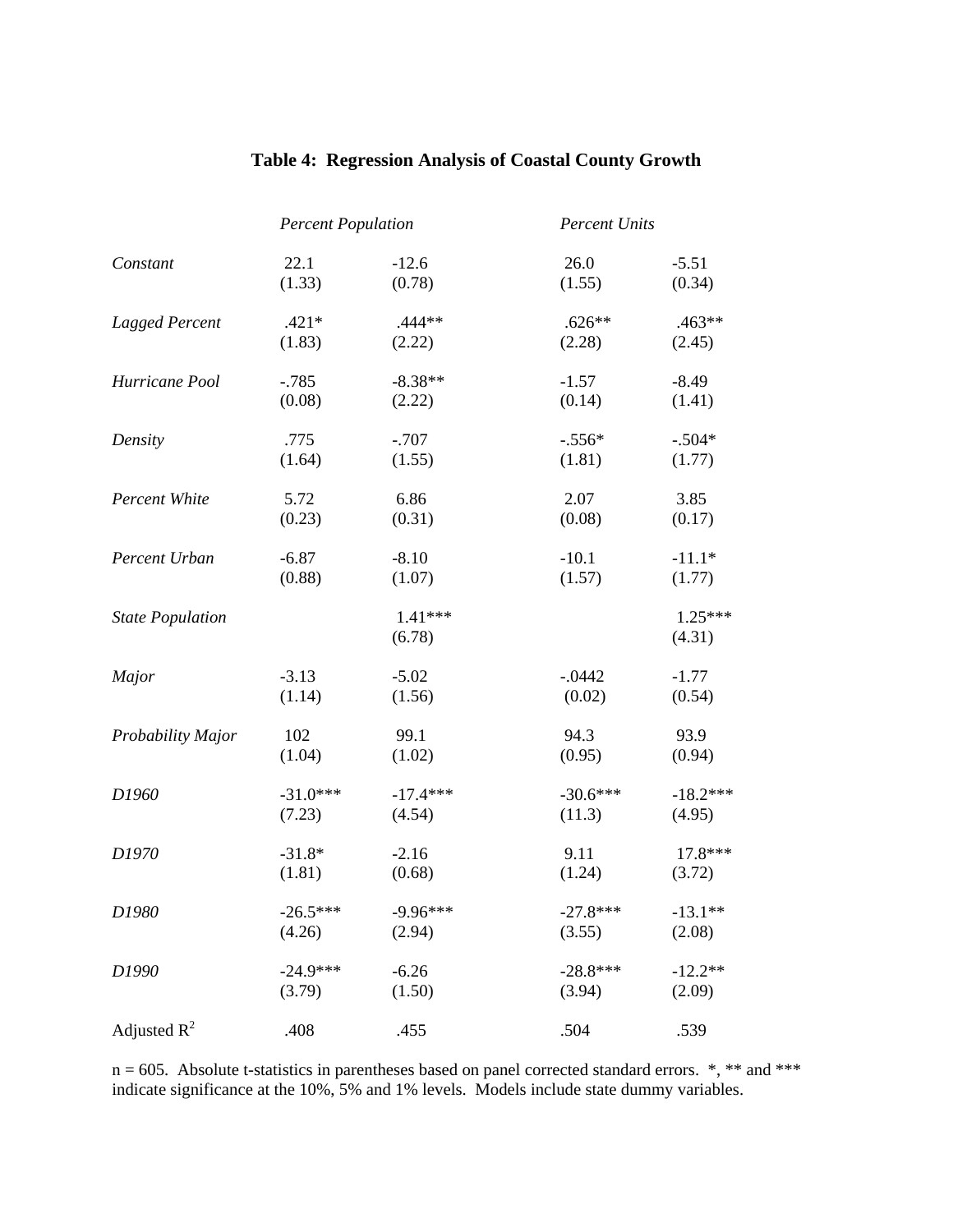**Table 4: Regression Analysis of Coastal County Growth**

| | *Percent Population* | | *Percent Units* | |
|---|---|---|---|---|
| *Constant* | 22.1 | -12.6 | 26.0 | -5.51 |
| | (1.33) | (0.78) | (1.55) | (0.34) |
| *Lagged Percent* | .421* | .444** | .626** | .463** |
| | (1.83) | (2.22) | (2.28) | (2.45) |
| *Hurricane Pool* | -.785 | -8.38** | -1.57 | -8.49 |
| | (0.08) | (2.22) | (0.14) | (1.41) |
| *Density* | .775 | -.707 | -.556* | -.504* |
| | (1.64) | (1.55) | (1.81) | (1.77) |
| *Percent White* | 5.72 | 6.86 | 2.07 | 3.85 |
| | (0.23) | (0.31) | (0.08) | (0.17) |
| *Percent Urban* | -6.87 | -8.10 | -10.1 | -11.1* |
| | (0.88) | (1.07) | (1.57) | (1.77) |
| *State Population* | | 1.41*** | | 1.25*** |
| | | (6.78) | | (4.31) |
| *Major* | -3.13 | -5.02 | -.0442 | -1.77 |
| | (1.14) | (1.56) | (0.02) | (0.54) |
| *Probability Major* | 102 | 99.1 | 94.3 | 93.9 |
| | (1.04) | (1.02) | (0.95) | (0.94) |
| *D1960* | -31.0*** | -17.4*** | -30.6*** | -18.2*** |
| | (7.23) | (4.54) | (11.3) | (4.95) |
| *D1970* | -31.8* | -2.16 | 9.11 | 17.8*** |
| | (1.81) | (0.68) | (1.24) | (3.72) |
| *D1980* | -26.5*** | -9.96*** | -27.8*** | -13.1** |
| | (4.26) | (2.94) | (3.55) | (2.08) |
| *D1990* | -24.9*** | -6.26 | -28.8*** | -12.2** |
| | (3.79) | (1.50) | (3.94) | (2.09) |
| Adjusted $R^2$ | .408 | .455 | .504 | .539 |

n = 605. Absolute t-statistics in parentheses based on panel corrected standard errors. *, ** and *** indicate significance at the 10%, 5% and 1% levels. Models include state dummy variables.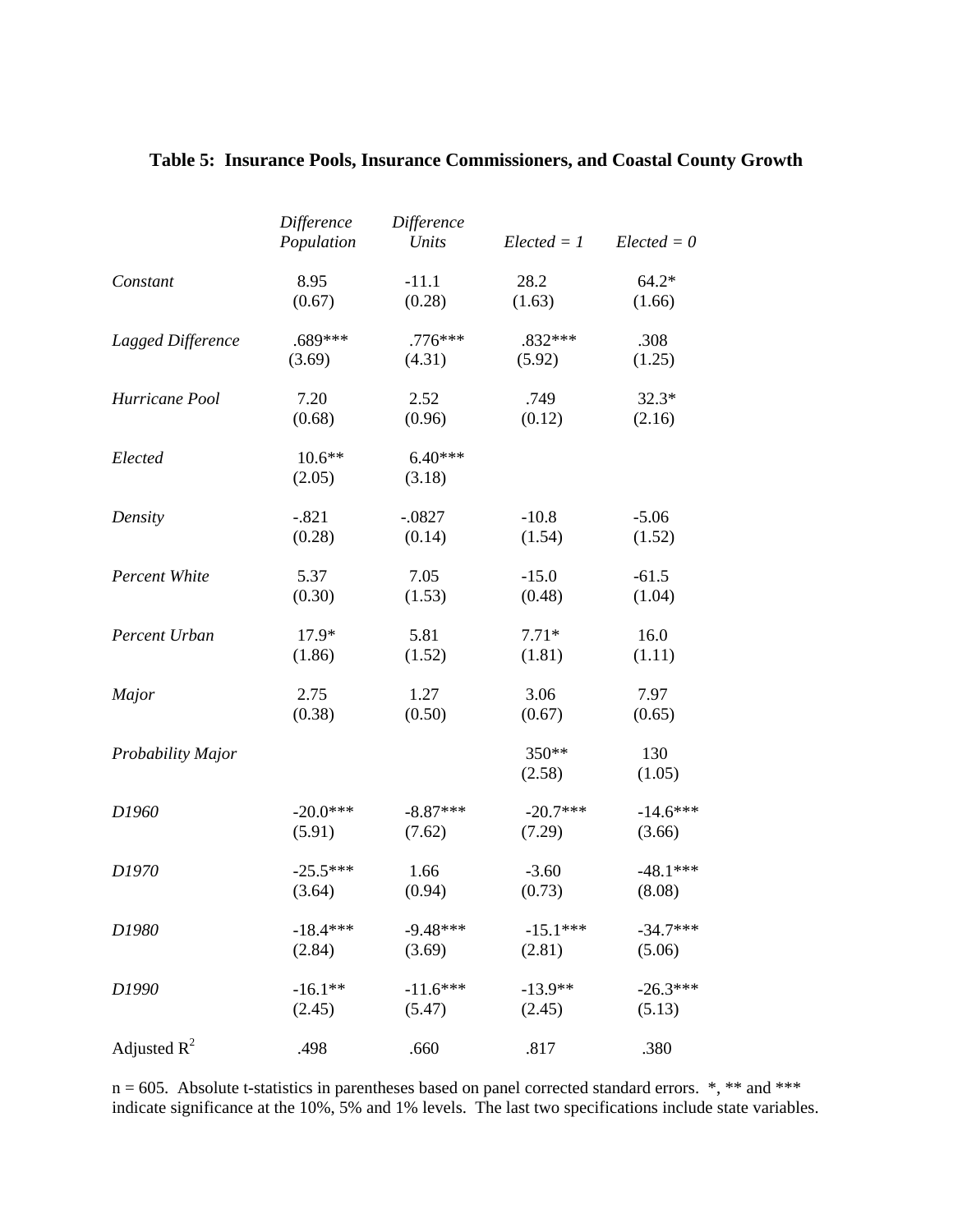**Table 5: Insurance Pools, Insurance Commissioners, and Coastal County Growth**

| | *Difference Population* | *Difference Units* | *Elected = 1* | *Elected = 0* |
|---|---|---|---|---|
| *Constant* | 8.95 | -11.1 | 28.2 | 64.2* |
| | (0.67) | (0.28) | (1.63) | (1.66) |
| *Lagged Difference* | .689*** | .776*** | .832*** | .308 |
| | (3.69) | (4.31) | (5.92) | (1.25) |
| *Hurricane Pool* | 7.20 | 2.52 | .749 | 32.3* |
| | (0.68) | (0.96) | (0.12) | (2.16) |
| *Elected* | 10.6** | 6.40*** | | |
| | (2.05) | (3.18) | | |
| *Density* | -.821 | -.0827 | -10.8 | -5.06 |
| | (0.28) | (0.14) | (1.54) | (1.52) |
| *Percent White* | 5.37 | 7.05 | -15.0 | -61.5 |
| | (0.30) | (1.53) | (0.48) | (1.04) |
| *Percent Urban* | 17.9* | 5.81 | 7.71* | 16.0 |
| | (1.86) | (1.52) | (1.81) | (1.11) |
| *Major* | 2.75 | 1.27 | 3.06 | 7.97 |
| | (0.38) | (0.50) | (0.67) | (0.65) |
| *Probability Major* | | | 350** | 130 |
| | | | (2.58) | (1.05) |
| *D1960* | -20.0*** | -8.87*** | -20.7*** | -14.6*** |
| | (5.91) | (7.62) | (7.29) | (3.66) |
| *D1970* | -25.5*** | 1.66 | -3.60 | -48.1*** |
| | (3.64) | (0.94) | (0.73) | (8.08) |
| *D1980* | -18.4*** | -9.48*** | -15.1*** | -34.7*** |
| | (2.84) | (3.69) | (2.81) | (5.06) |
| *D1990* | -16.1** | -11.6*** | -13.9** | -26.3*** |
| | (2.45) | (5.47) | (2.45) | (5.13) |
| Adjusted $R^2$ | .498 | .660 | .817 | .380 |

n = 605. Absolute t-statistics in parentheses based on panel corrected standard errors. *, ** and *** indicate significance at the 10%, 5% and 1% levels. The last two specifications include state variables.